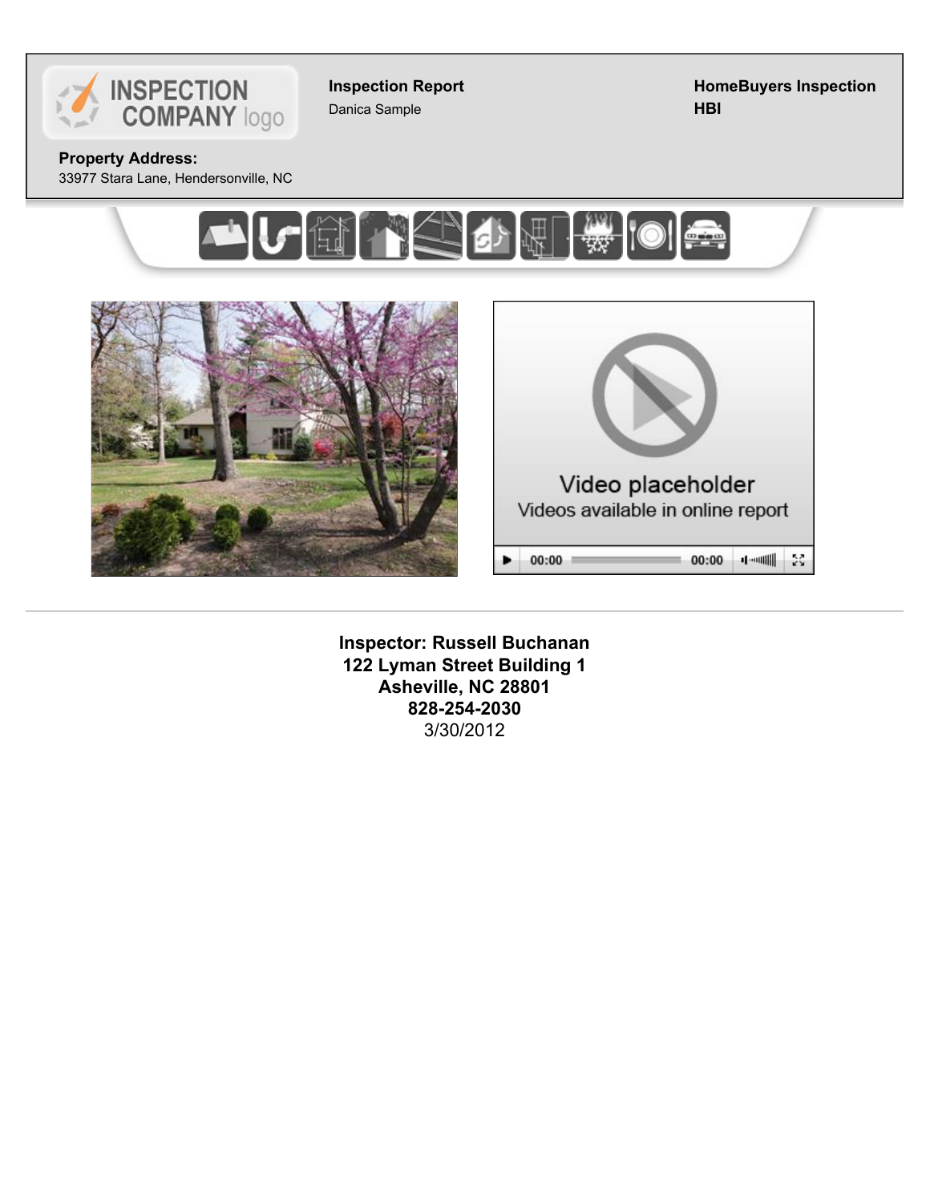**Inspection Report**

Danica Sample

**HomeBuyers Inspection**

**HBI**

**Property Address:**

33977 Stara Lane, Hendersonville, NC

Video placeholder

Videos available in online report

**Inspector: Russell Buchanan**

**122 Lyman Street Building 1**

**Asheville, NC 28801**

**828-254-2030**

3/30/2012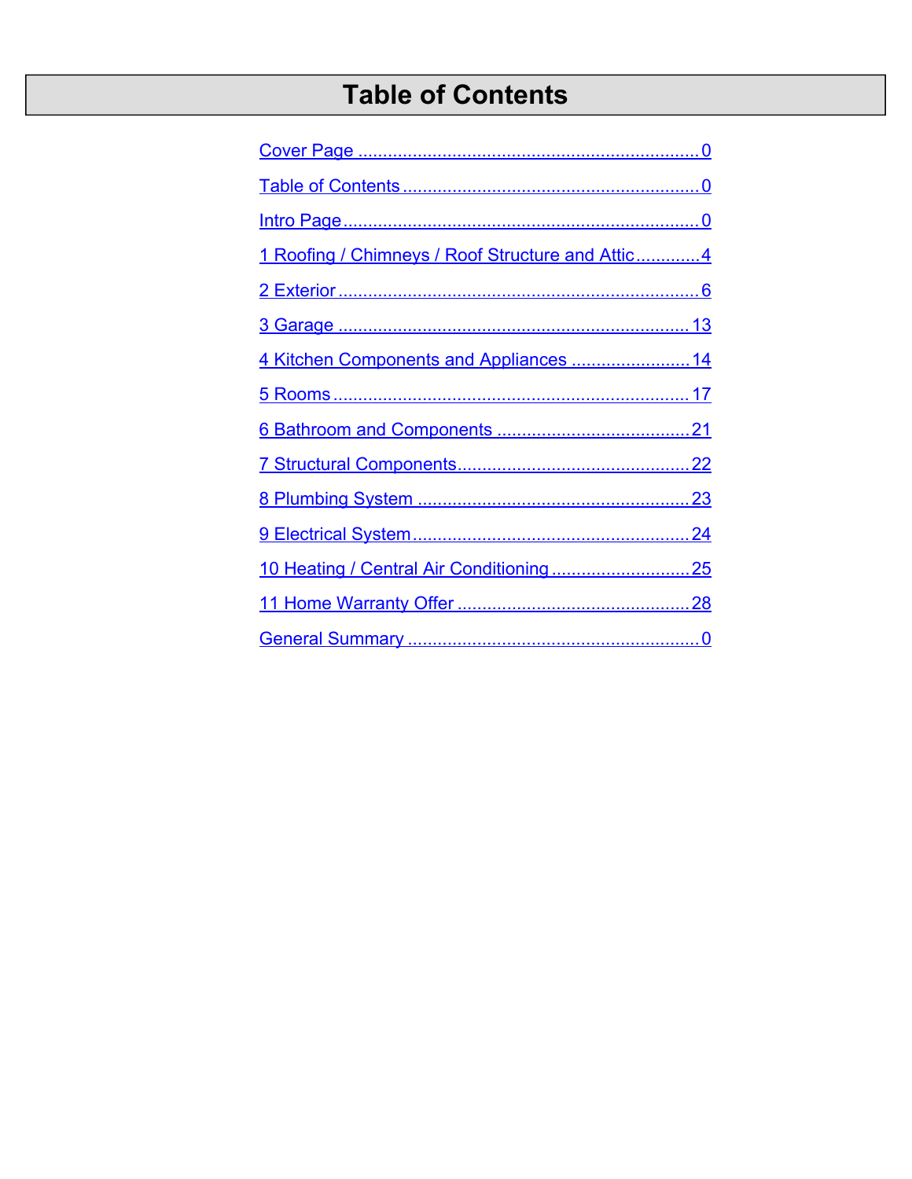# Table of Contents

Cover Page ........ 0

Table of Contents ........ 0

Intro Page ........ 0

1 Roofing / Chimneys / Roof Structure and Attic ........ 4

2 Exterior ........ 6

3 Garage ........ 13

4 Kitchen Components and Appliances ........ 14

5 Rooms ........ 17

6 Bathroom and Components ........ 21

7 Structural Components ........ 22

8 Plumbing System ........ 23

9 Electrical System ........ 24

10 Heating / Central Air Conditioning ........ 25

11 Home Warranty Offer ........ 28

General Summary ........ 0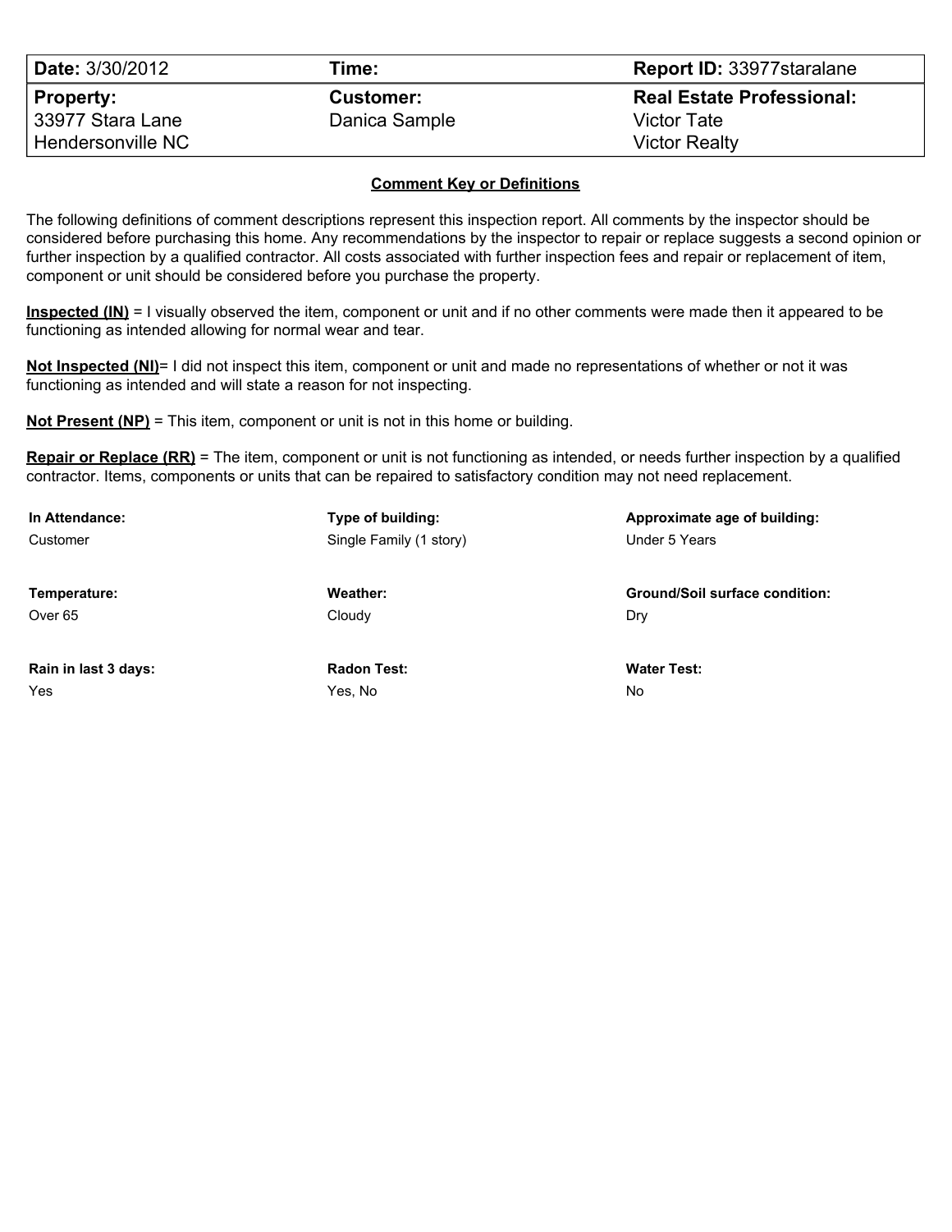| **Date:** 3/30/2012 | **Time:** | **Report ID:** 33977staralane |
| --- | --- | --- |
| **Property:** 33977 Stara Lane Hendersonville NC | **Customer:** Danica Sample | **Real Estate Professional:** Victor Tate Victor Realty |

## Comment Key or Definitions

The following definitions of comment descriptions represent this inspection report. All comments by the inspector should be considered before purchasing this home. Any recommendations by the inspector to repair or replace suggests a second opinion or further inspection by a qualified contractor. All costs associated with further inspection fees and repair or replacement of item, component or unit should be considered before you purchase the property.

**Inspected (IN)** = I visually observed the item, component or unit and if no other comments were made then it appeared to be functioning as intended allowing for normal wear and tear.

**Not Inspected (NI)**= I did not inspect this item, component or unit and made no representations of whether or not it was functioning as intended and will state a reason for not inspecting.

**Not Present (NP)** = This item, component or unit is not in this home or building.

**Repair or Replace (RR)** = The item, component or unit is not functioning as intended, or needs further inspection by a qualified contractor. Items, components or units that can be repaired to satisfactory condition may not need replacement.

**In Attendance:**
Customer

**Type of building:**
Single Family (1 story)

**Approximate age of building:**
Under 5 Years

**Temperature:**
Over 65

**Weather:**
Cloudy

**Ground/Soil surface condition:**
Dry

**Rain in last 3 days:**
Yes

**Radon Test:**
Yes, No

**Water Test:**
No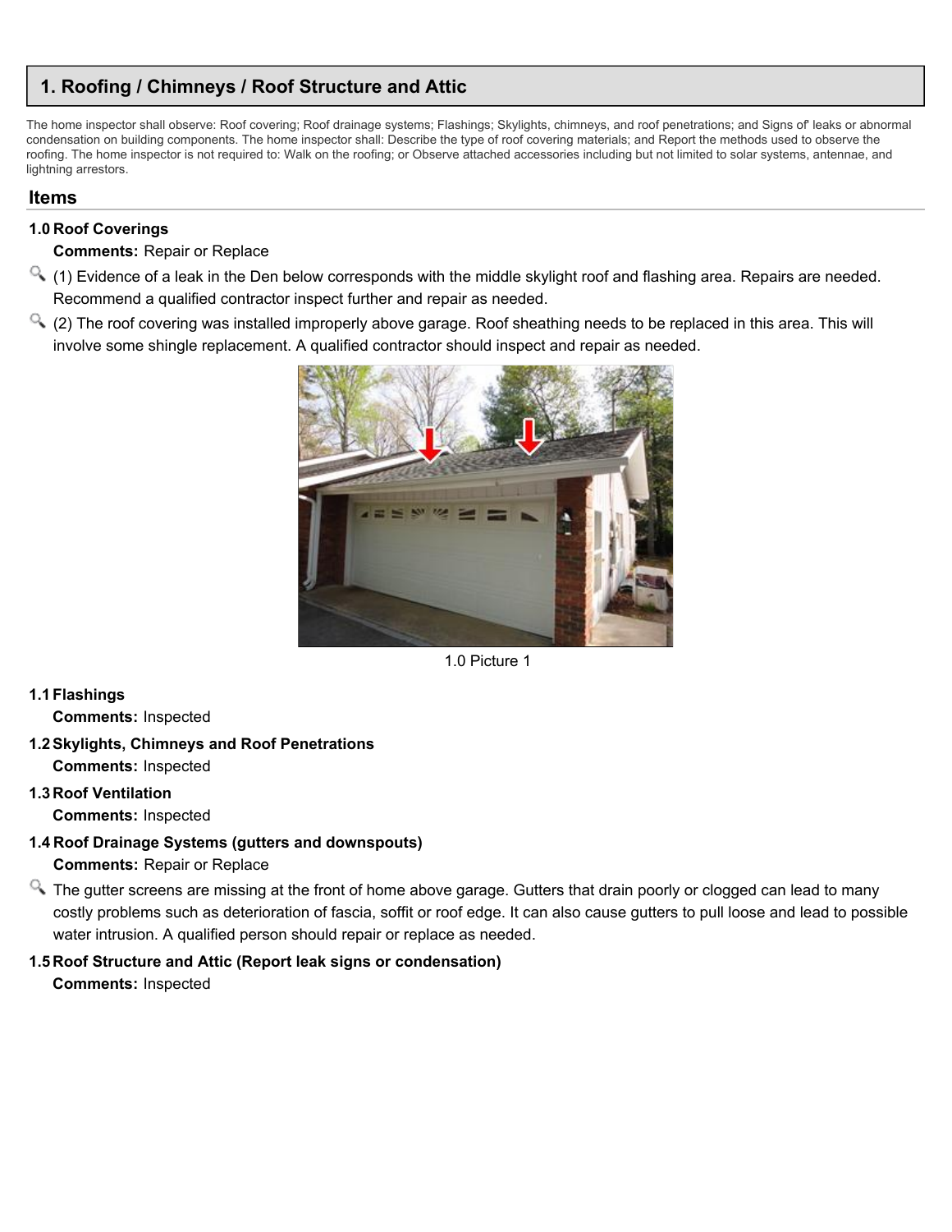## 1. Roofing / Chimneys / Roof Structure and Attic

The home inspector shall observe: Roof covering; Roof drainage systems; Flashings; Skylights, chimneys, and roof penetrations; and Signs of' leaks or abnormal condensation on building components. The home inspector shall: Describe the type of roof covering materials; and Report the methods used to observe the roofing. The home inspector is not required to: Walk on the roofing; or Observe attached accessories including but not limited to solar systems, antennae, and lightning arrestors.

### Items

**1.0 Roof Coverings**

**Comments:** Repair or Replace

(1) Evidence of a leak in the Den below corresponds with the middle skylight roof and flashing area. Repairs are needed. Recommend a qualified contractor inspect further and repair as needed.

(2) The roof covering was installed improperly above garage. Roof sheathing needs to be replaced in this area. This will involve some shingle replacement. A qualified contractor should inspect and repair as needed.

1.0 Picture 1

**1.1 Flashings**

**Comments:** Inspected

**1.2 Skylights, Chimneys and Roof Penetrations**

**Comments:** Inspected

**1.3 Roof Ventilation**

**Comments:** Inspected

**1.4 Roof Drainage Systems (gutters and downspouts)**

**Comments:** Repair or Replace

The gutter screens are missing at the front of home above garage. Gutters that drain poorly or clogged can lead to many costly problems such as deterioration of fascia, soffit or roof edge. It can also cause gutters to pull loose and lead to possible water intrusion. A qualified person should repair or replace as needed.

**1.5 Roof Structure and Attic (Report leak signs or condensation)**

**Comments:** Inspected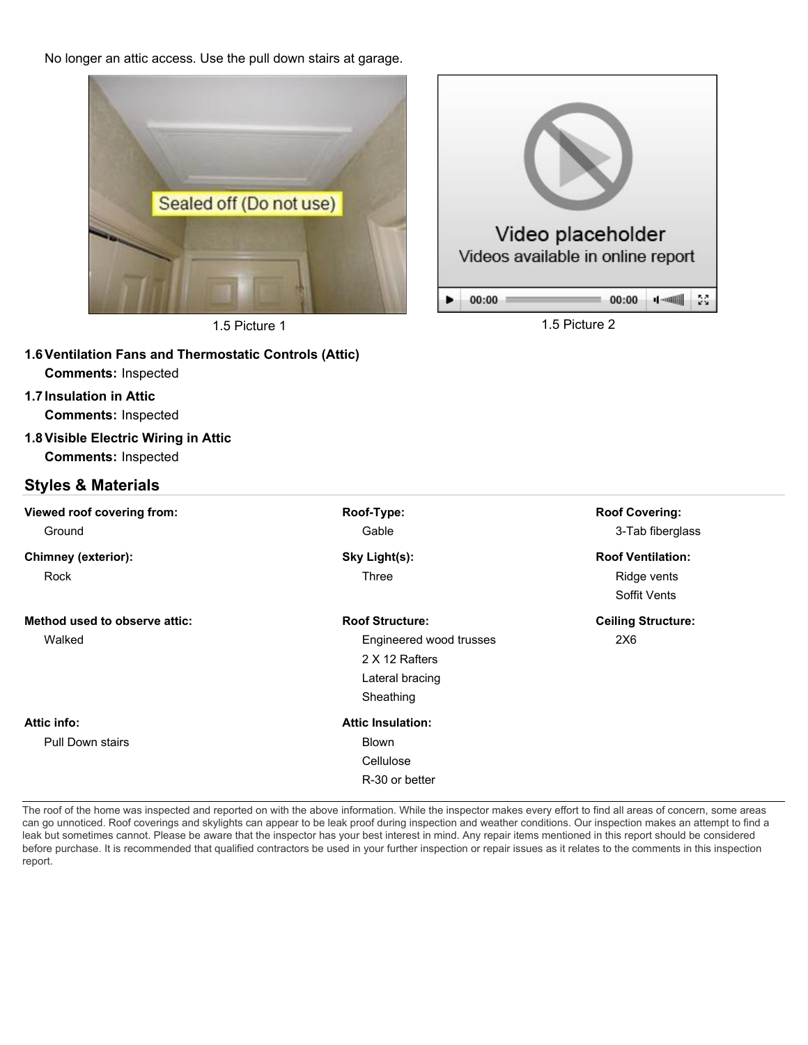No longer an attic access. Use the pull down stairs at garage.

1.5 Picture 1

1.5 Picture 2

**1.6 Ventilation Fans and Thermostatic Controls (Attic)**

**Comments:** Inspected

**1.7 Insulation in Attic**

**Comments:** Inspected

**1.8 Visible Electric Wiring in Attic**

**Comments:** Inspected

## Styles & Materials

**Viewed roof covering from:**
Ground

**Roof-Type:**
Gable

**Roof Covering:**
3-Tab fiberglass

**Chimney (exterior):**
Rock

**Sky Light(s):**
Three

**Roof Ventilation:**
Ridge vents
Soffit Vents

**Method used to observe attic:**
Walked

**Roof Structure:**
Engineered wood trusses
2 X 12 Rafters
Lateral bracing
Sheathing

**Ceiling Structure:**
2X6

**Attic info:**
Pull Down stairs

**Attic Insulation:**
Blown
Cellulose
R-30 or better

The roof of the home was inspected and reported on with the above information. While the inspector makes every effort to find all areas of concern, some areas can go unnoticed. Roof coverings and skylights can appear to be leak proof during inspection and weather conditions. Our inspection makes an attempt to find a leak but sometimes cannot. Please be aware that the inspector has your best interest in mind. Any repair items mentioned in this report should be considered before purchase. It is recommended that qualified contractors be used in your further inspection or repair issues as it relates to the comments in this inspection report.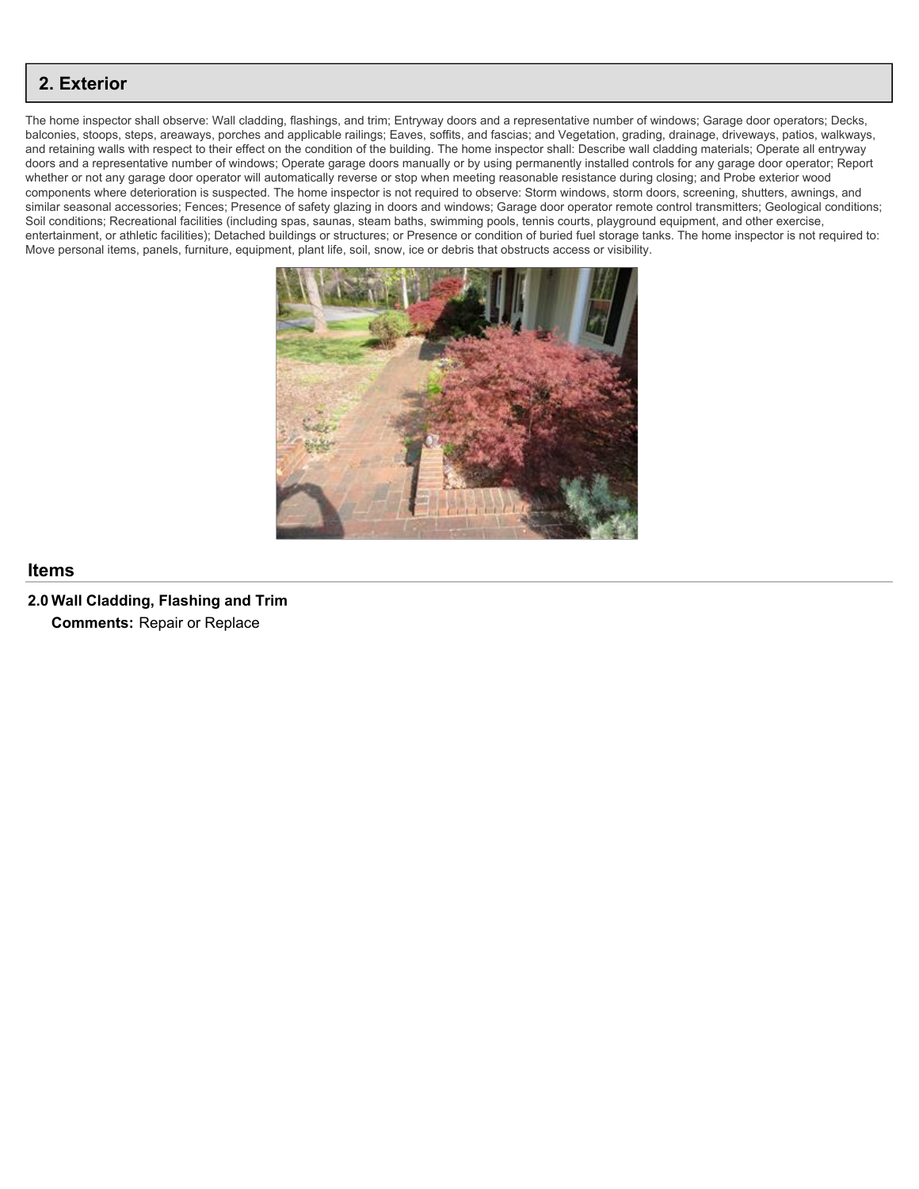## 2. Exterior

The home inspector shall observe: Wall cladding, flashings, and trim; Entryway doors and a representative number of windows; Garage door operators; Decks, balconies, stoops, steps, areaways, porches and applicable railings; Eaves, soffits, and fascias; and Vegetation, grading, drainage, driveways, patios, walkways, and retaining walls with respect to their effect on the condition of the building. The home inspector shall: Describe wall cladding materials; Operate all entryway doors and a representative number of windows; Operate garage doors manually or by using permanently installed controls for any garage door operator; Report whether or not any garage door operator will automatically reverse or stop when meeting reasonable resistance during closing; and Probe exterior wood components where deterioration is suspected. The home inspector is not required to observe: Storm windows, storm doors, screening, shutters, awnings, and similar seasonal accessories; Fences; Presence of safety glazing in doors and windows; Garage door operator remote control transmitters; Geological conditions; Soil conditions; Recreational facilities (including spas, saunas, steam baths, swimming pools, tennis courts, playground equipment, and other exercise, entertainment, or athletic facilities); Detached buildings or structures; or Presence or condition of buried fuel storage tanks. The home inspector is not required to: Move personal items, panels, furniture, equipment, plant life, soil, snow, ice or debris that obstructs access or visibility.

### Items

**2.0 Wall Cladding, Flashing and Trim**

**Comments:** Repair or Replace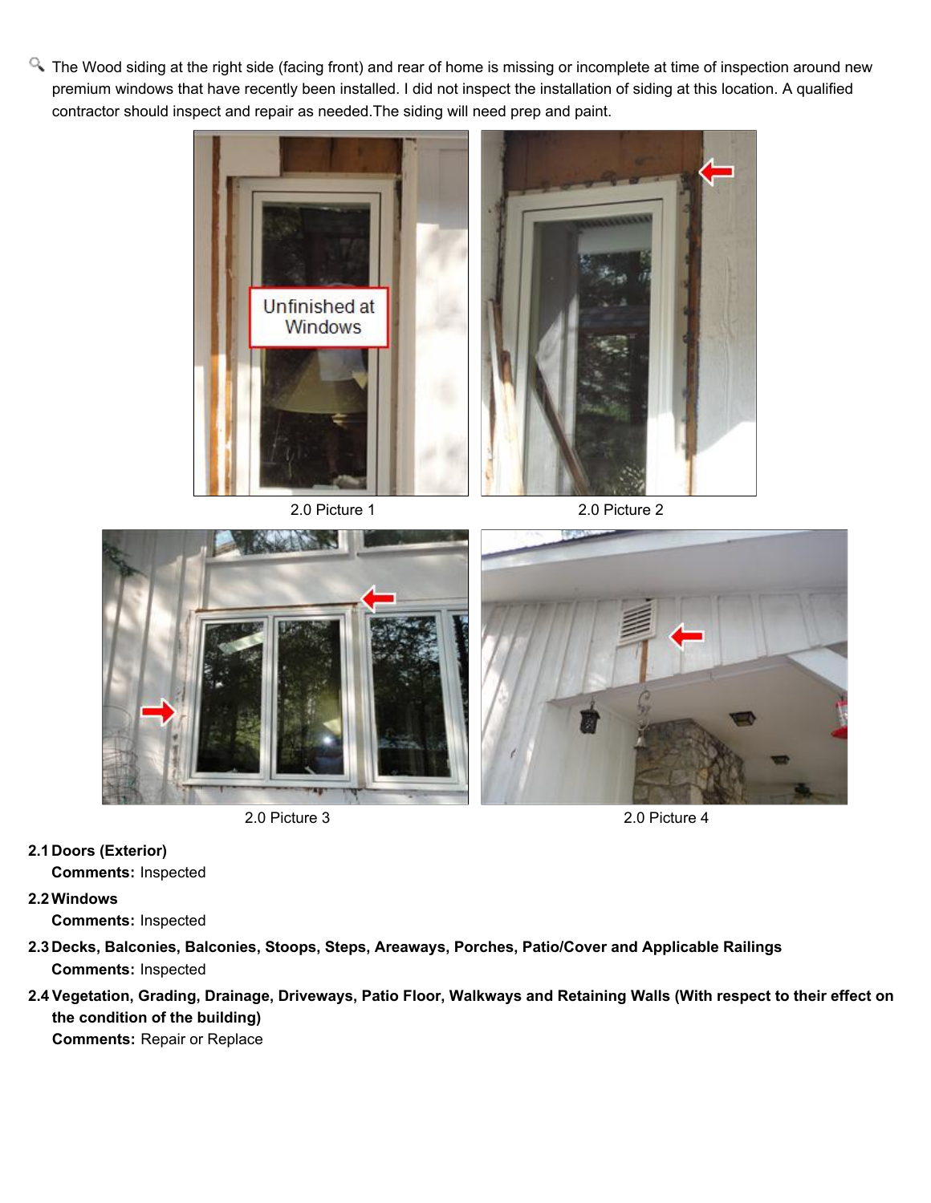The Wood siding at the right side (facing front) and rear of home is missing or incomplete at time of inspection around new premium windows that have recently been installed. I did not inspect the installation of siding at this location. A qualified contractor should inspect and repair as needed.The siding will need prep and paint.

2.0 Picture 1

2.0 Picture 2

2.0 Picture 3

2.0 Picture 4

**2.1 Doors (Exterior)**

**Comments:** Inspected

**2.2 Windows**

**Comments:** Inspected

**2.3 Decks, Balconies, Balconies, Stoops, Steps, Areaways, Porches, Patio/Cover and Applicable Railings**

**Comments:** Inspected

**2.4 Vegetation, Grading, Drainage, Driveways, Patio Floor, Walkways and Retaining Walls (With respect to their effect on the condition of the building)**

**Comments:** Repair or Replace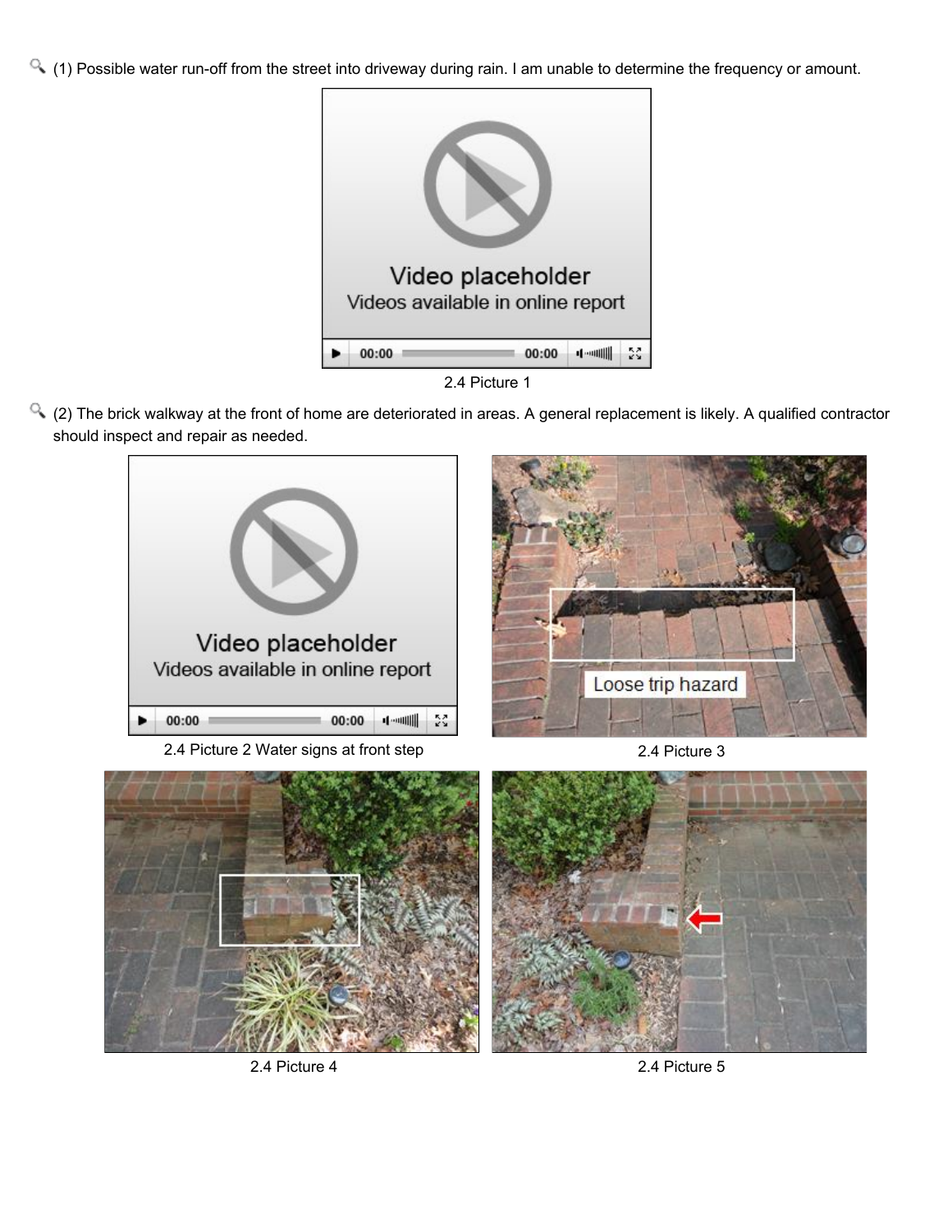(1) Possible water run-off from the street into driveway during rain. I am unable to determine the frequency or amount.

2.4 Picture 1

(2) The brick walkway at the front of home are deteriorated in areas. A general replacement is likely. A qualified contractor should inspect and repair as needed.

2.4 Picture 2 Water signs at front step

2.4 Picture 3

2.4 Picture 4

2.4 Picture 5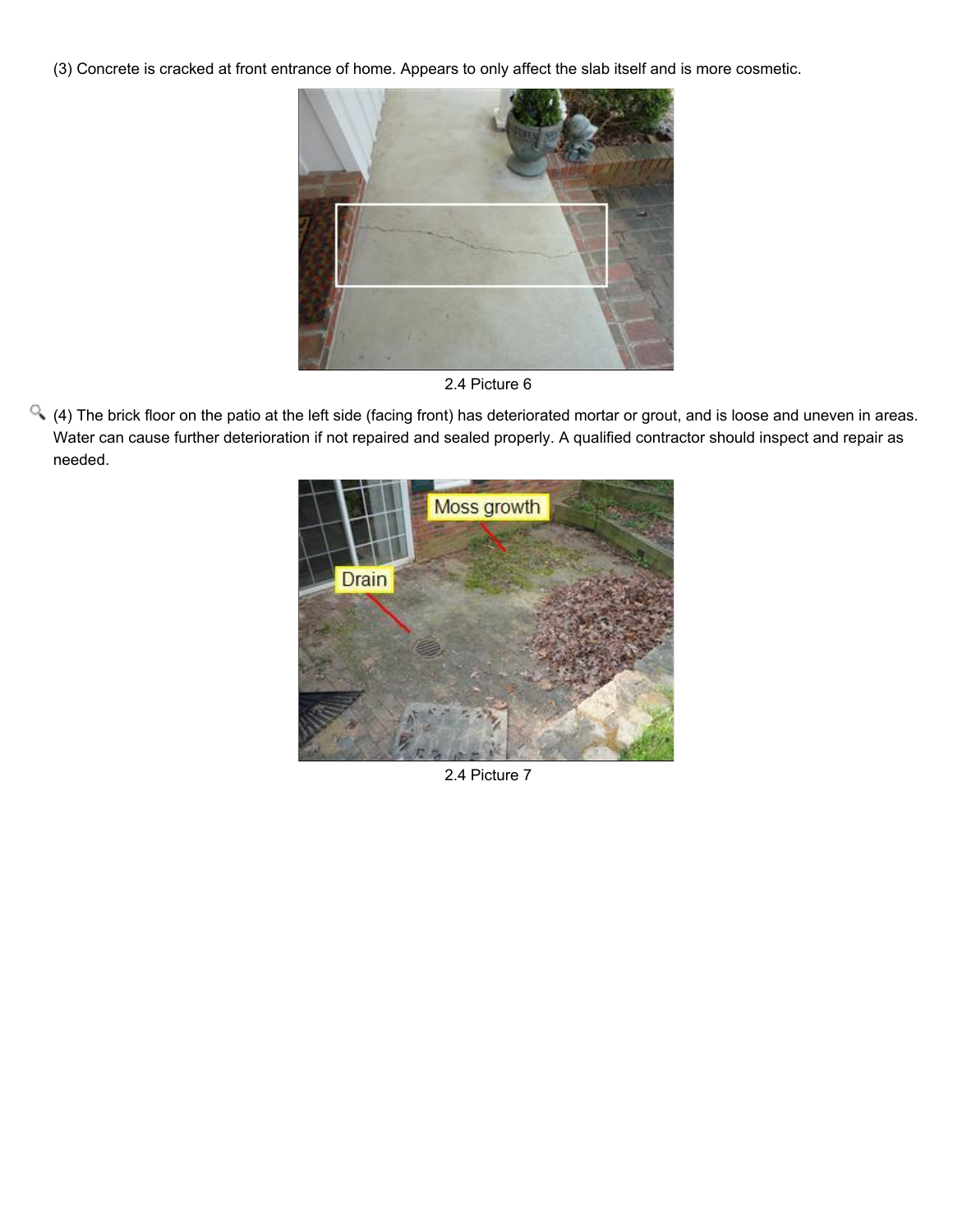(3) Concrete is cracked at front entrance of home. Appears to only affect the slab itself and is more cosmetic.

2.4 Picture 6

(4) The brick floor on the patio at the left side (facing front) has deteriorated mortar or grout, and is loose and uneven in areas. Water can cause further deterioration if not repaired and sealed properly. A qualified contractor should inspect and repair as needed.

2.4 Picture 7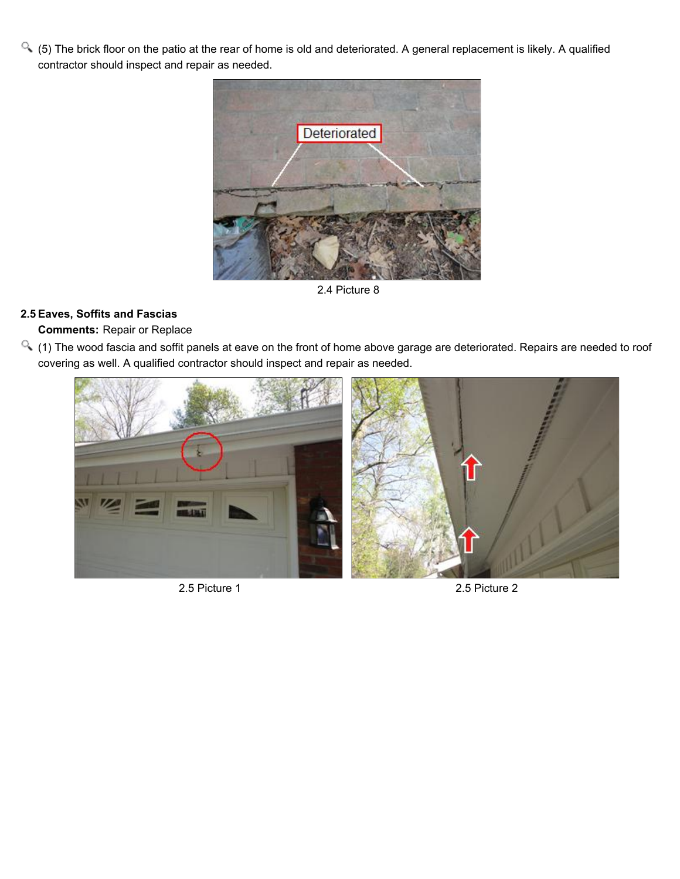(5) The brick floor on the patio at the rear of home is old and deteriorated. A general replacement is likely. A qualified contractor should inspect and repair as needed.

2.4 Picture 8

## 2.5 Eaves, Soffits and Fascias

**Comments:** Repair or Replace

(1) The wood fascia and soffit panels at eave on the front of home above garage are deteriorated. Repairs are needed to roof covering as well. A qualified contractor should inspect and repair as needed.

2.5 Picture 1

2.5 Picture 2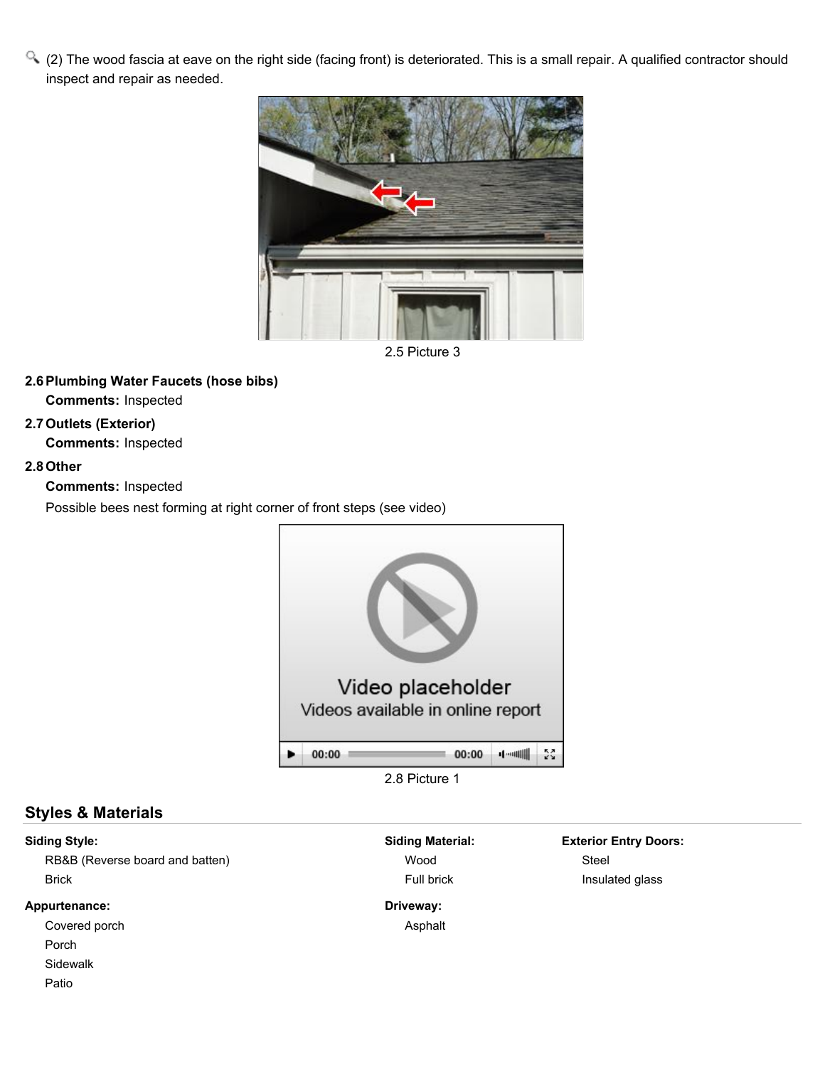(2) The wood fascia at eave on the right side (facing front) is deteriorated. This is a small repair. A qualified contractor should inspect and repair as needed.

2.5 Picture 3

**2.6 Plumbing Water Faucets (hose bibs)**

**Comments:** Inspected

**2.7 Outlets (Exterior)**

**Comments:** Inspected

**2.8 Other**

**Comments:** Inspected

Possible bees nest forming at right corner of front steps (see video)

Video placeholder
Videos available in online report

2.8 Picture 1

## Styles & Materials

**Siding Style:**
- RB&B (Reverse board and batten)
- Brick

**Siding Material:**
- Wood
- Full brick

**Exterior Entry Doors:**
- Steel
- Insulated glass

**Appurtenance:**
- Covered porch
- Porch
- Sidewalk
- Patio

**Driveway:**
- Asphalt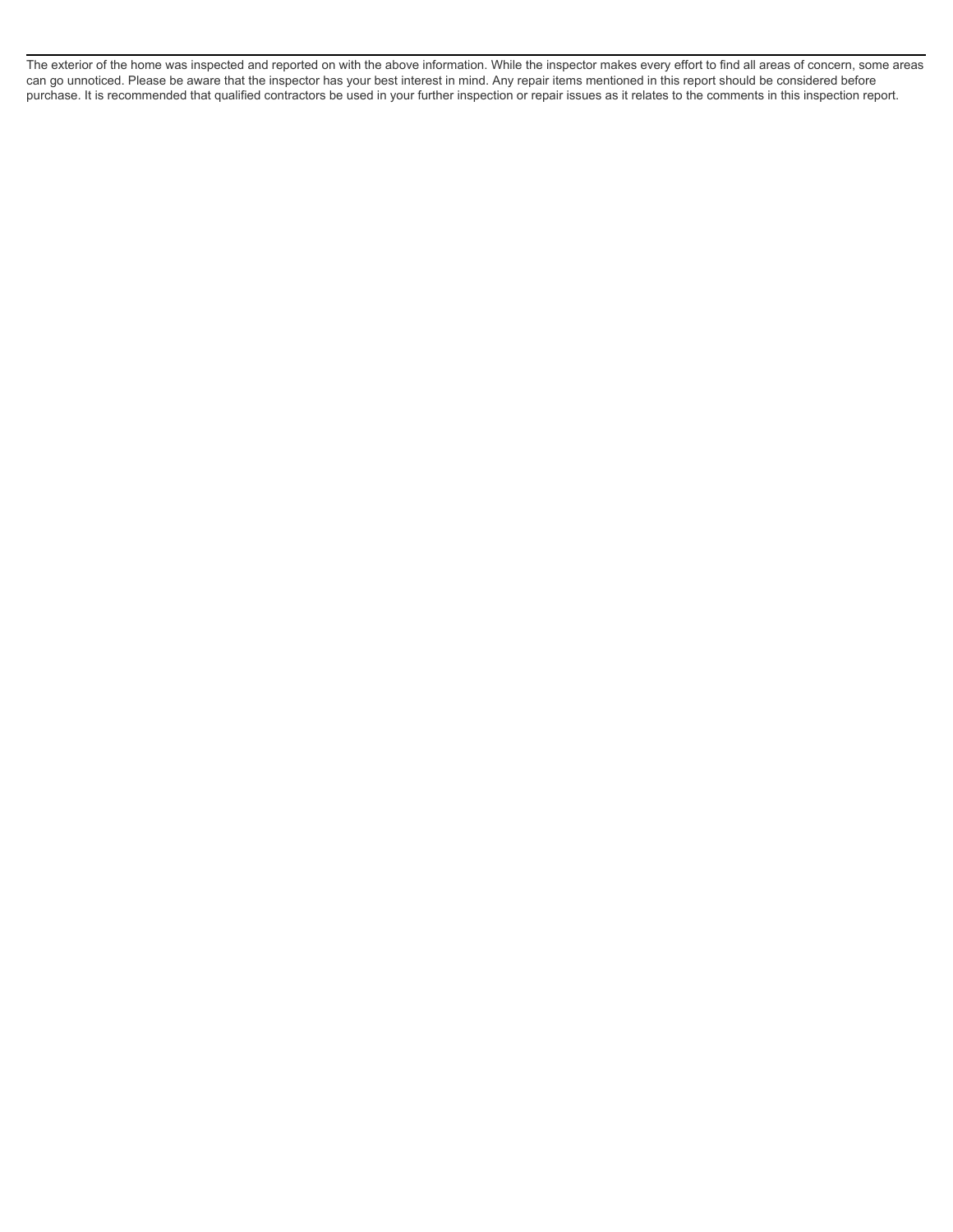---

The exterior of the home was inspected and reported on with the above information. While the inspector makes every effort to find all areas of concern, some areas can go unnoticed. Please be aware that the inspector has your best interest in mind. Any repair items mentioned in this report should be considered before purchase. It is recommended that qualified contractors be used in your further inspection or repair issues as it relates to the comments in this inspection report.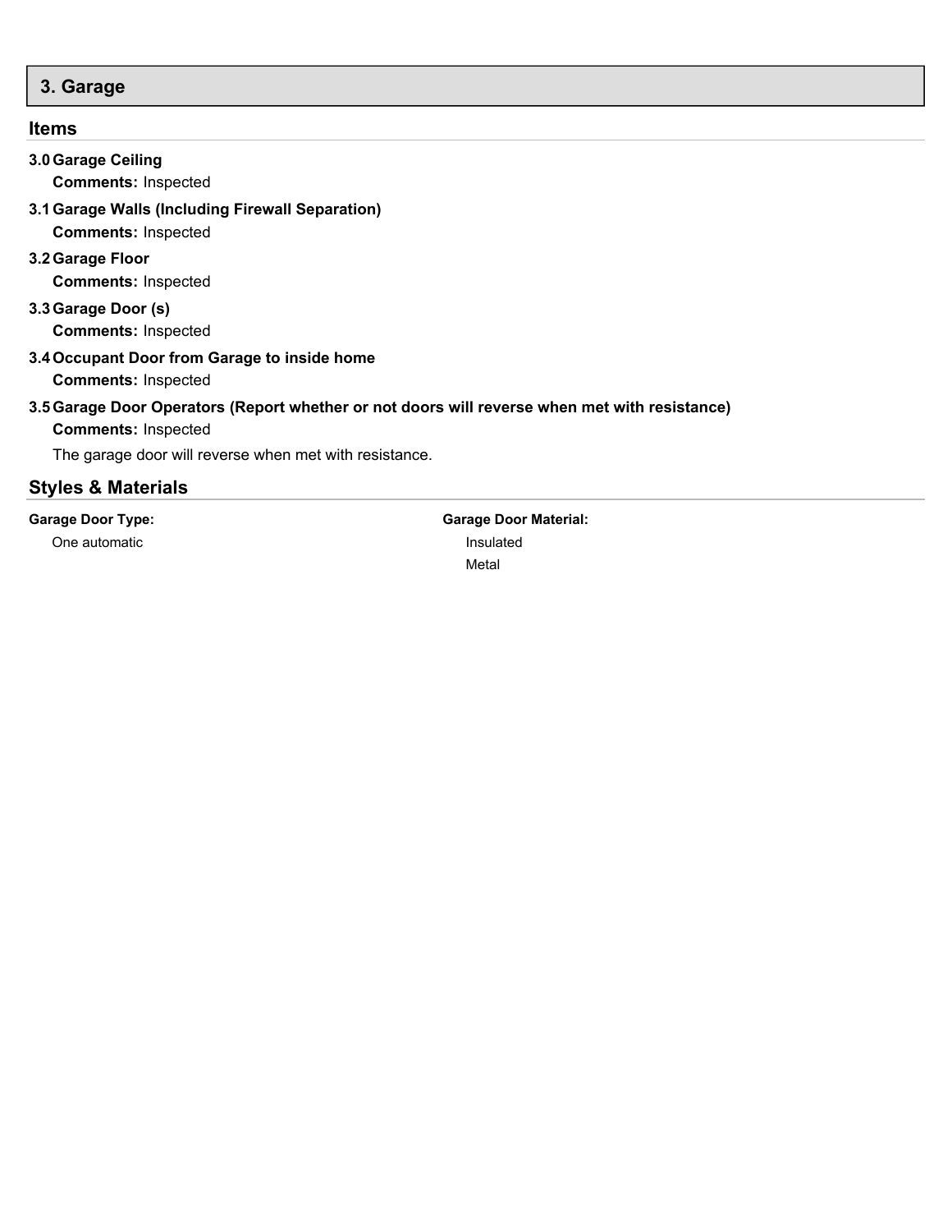## 3. Garage

### Items

**3.0 Garage Ceiling**

**Comments:** Inspected

**3.1 Garage Walls (Including Firewall Separation)**

**Comments:** Inspected

**3.2 Garage Floor**

**Comments:** Inspected

**3.3 Garage Door (s)**

**Comments:** Inspected

**3.4 Occupant Door from Garage to inside home**

**Comments:** Inspected

**3.5 Garage Door Operators (Report whether or not doors will reverse when met with resistance)**

**Comments:** Inspected

The garage door will reverse when met with resistance.

### Styles & Materials

**Garage Door Type:**

One automatic

**Garage Door Material:**

Insulated

Metal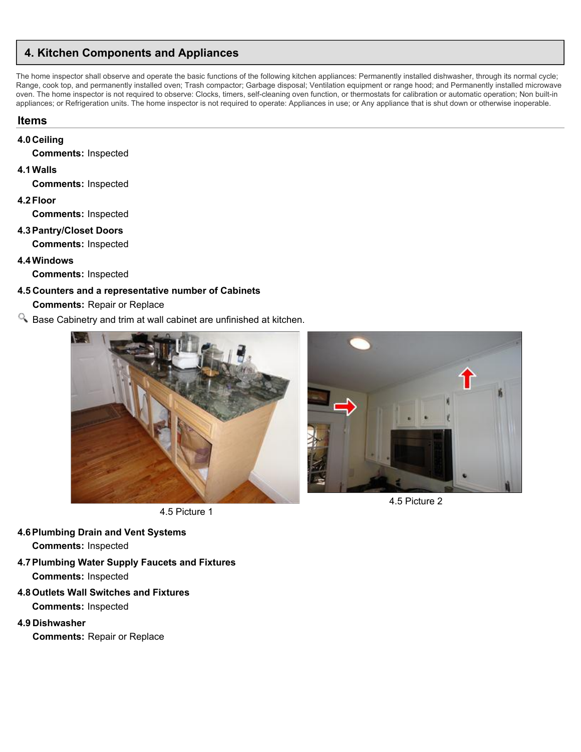## 4. Kitchen Components and Appliances

The home inspector shall observe and operate the basic functions of the following kitchen appliances: Permanently installed dishwasher, through its normal cycle; Range, cook top, and permanently installed oven; Trash compactor; Garbage disposal; Ventilation equipment or range hood; and Permanently installed microwave oven. The home inspector is not required to observe: Clocks, timers, self-cleaning oven function, or thermostats for calibration or automatic operation; Non built-in appliances; or Refrigeration units. The home inspector is not required to operate: Appliances in use; or Any appliance that is shut down or otherwise inoperable.

### Items

**4.0 Ceiling**

**Comments:** Inspected

**4.1 Walls**

**Comments:** Inspected

**4.2 Floor**

**Comments:** Inspected

**4.3 Pantry/Closet Doors**

**Comments:** Inspected

**4.4 Windows**

**Comments:** Inspected

**4.5 Counters and a representative number of Cabinets**

**Comments:** Repair or Replace

Base Cabinetry and trim at wall cabinet are unfinished at kitchen.

4.5 Picture 1

4.5 Picture 2

**4.6 Plumbing Drain and Vent Systems**

**Comments:** Inspected

**4.7 Plumbing Water Supply Faucets and Fixtures**

**Comments:** Inspected

**4.8 Outlets Wall Switches and Fixtures**

**Comments:** Inspected

**4.9 Dishwasher**

**Comments:** Repair or Replace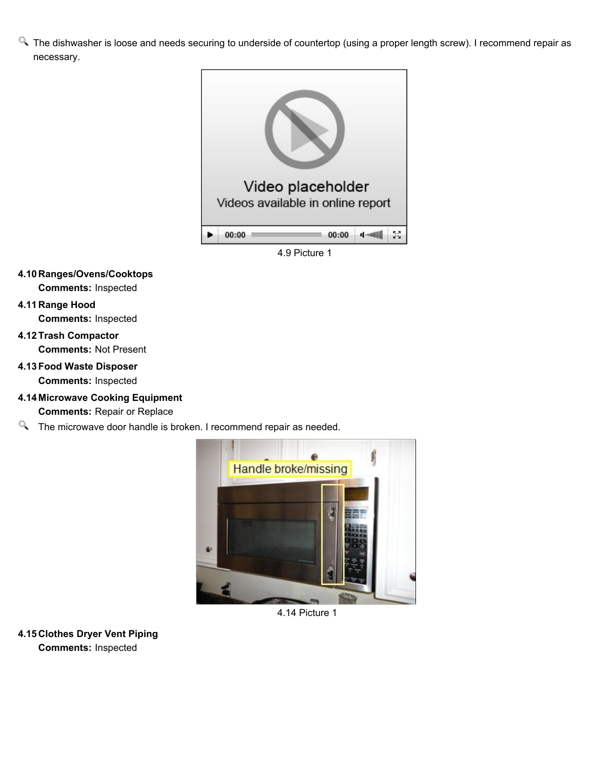The dishwasher is loose and needs securing to underside of countertop (using a proper length screw). I recommend repair as necessary.

4.9 Picture 1

**4.10 Ranges/Ovens/Cooktops**

**Comments:** Inspected

**4.11 Range Hood**

**Comments:** Inspected

**4.12 Trash Compactor**

**Comments:** Not Present

**4.13 Food Waste Disposer**

**Comments:** Inspected

**4.14 Microwave Cooking Equipment**

**Comments:** Repair or Replace

The microwave door handle is broken. I recommend repair as needed.

4.14 Picture 1

**4.15 Clothes Dryer Vent Piping**

**Comments:** Inspected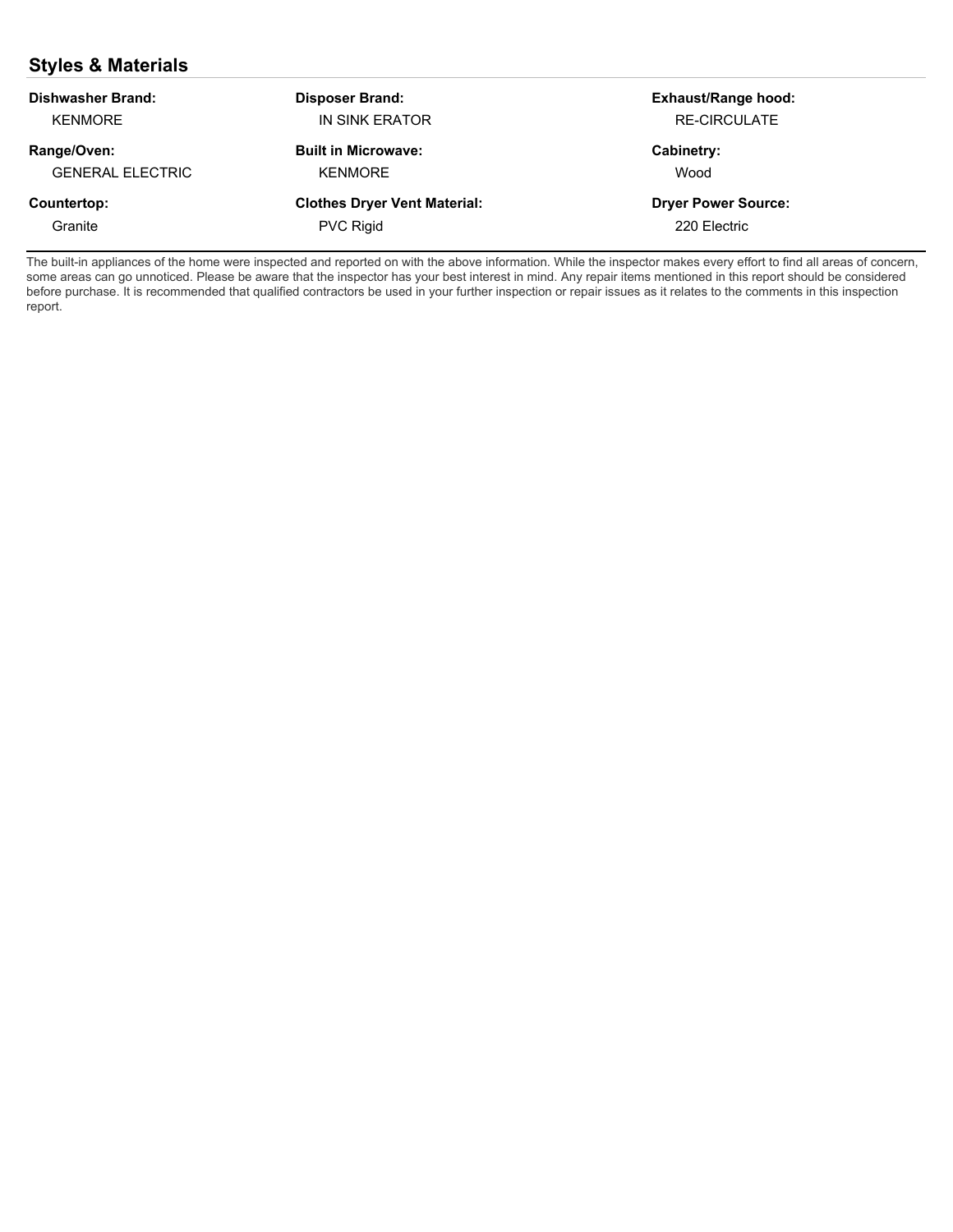## Styles & Materials

**Dishwasher Brand:**
KENMORE

**Disposer Brand:**
IN SINK ERATOR

**Exhaust/Range hood:**
RE-CIRCULATE

**Range/Oven:**
GENERAL ELECTRIC

**Built in Microwave:**
KENMORE

**Cabinetry:**
Wood

**Countertop:**
Granite

**Clothes Dryer Vent Material:**
PVC Rigid

**Dryer Power Source:**
220 Electric

---

The built-in appliances of the home were inspected and reported on with the above information. While the inspector makes every effort to find all areas of concern, some areas can go unnoticed. Please be aware that the inspector has your best interest in mind. Any repair items mentioned in this report should be considered before purchase. It is recommended that qualified contractors be used in your further inspection or repair issues as it relates to the comments in this inspection report.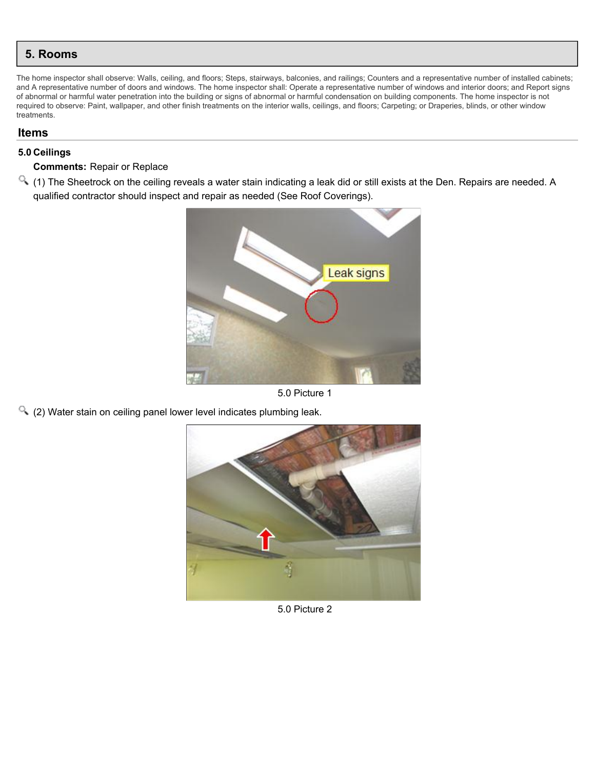# 5. Rooms

The home inspector shall observe: Walls, ceiling, and floors; Steps, stairways, balconies, and railings; Counters and a representative number of installed cabinets; and A representative number of doors and windows. The home inspector shall: Operate a representative number of windows and interior doors; and Report signs of abnormal or harmful water penetration into the building or signs of abnormal or harmful condensation on building components. The home inspector is not required to observe: Paint, wallpaper, and other finish treatments on the interior walls, ceilings, and floors; Carpeting; or Draperies, blinds, or other window treatments.

## Items

### 5.0 Ceilings

**Comments:** Repair or Replace

(1) The Sheetrock on the ceiling reveals a water stain indicating a leak did or still exists at the Den. Repairs are needed. A qualified contractor should inspect and repair as needed (See Roof Coverings).

5.0 Picture 1

(2) Water stain on ceiling panel lower level indicates plumbing leak.

5.0 Picture 2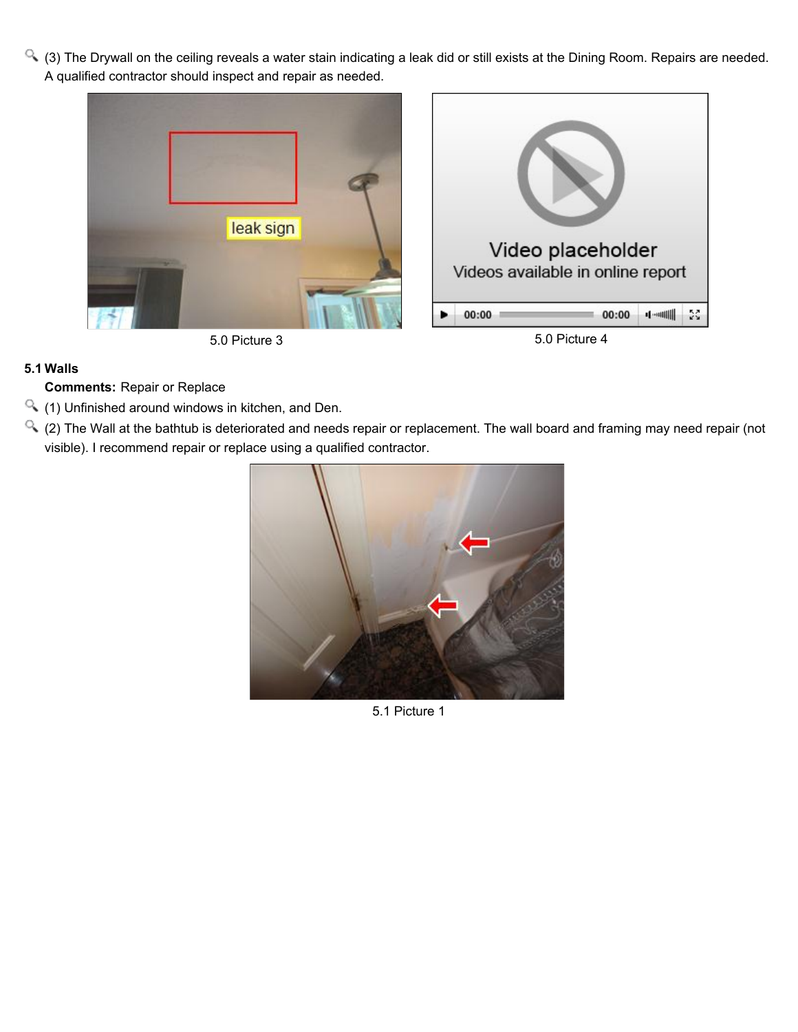(3) The Drywall on the ceiling reveals a water stain indicating a leak did or still exists at the Dining Room. Repairs are needed. A qualified contractor should inspect and repair as needed.

5.0 Picture 3

5.0 Picture 4

**5.1 Walls**

**Comments:** Repair or Replace

(1) Unfinished around windows in kitchen, and Den.

(2) The Wall at the bathtub is deteriorated and needs repair or replacement. The wall board and framing may need repair (not visible). I recommend repair or replace using a qualified contractor.

5.1 Picture 1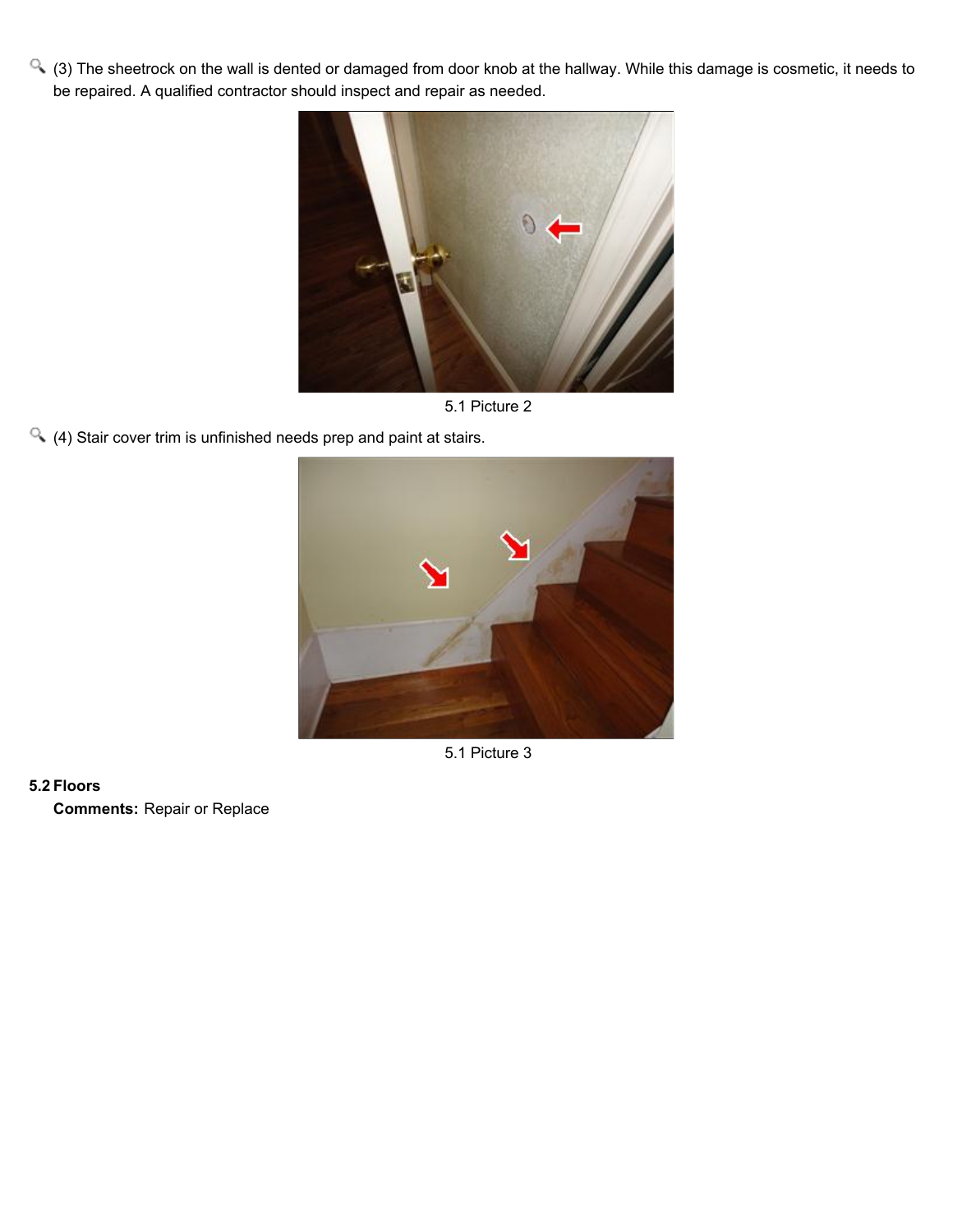(3) The sheetrock on the wall is dented or damaged from door knob at the hallway. While this damage is cosmetic, it needs to be repaired. A qualified contractor should inspect and repair as needed.

5.1 Picture 2

(4) Stair cover trim is unfinished needs prep and paint at stairs.

5.1 Picture 3

**5.2 Floors**

**Comments:** Repair or Replace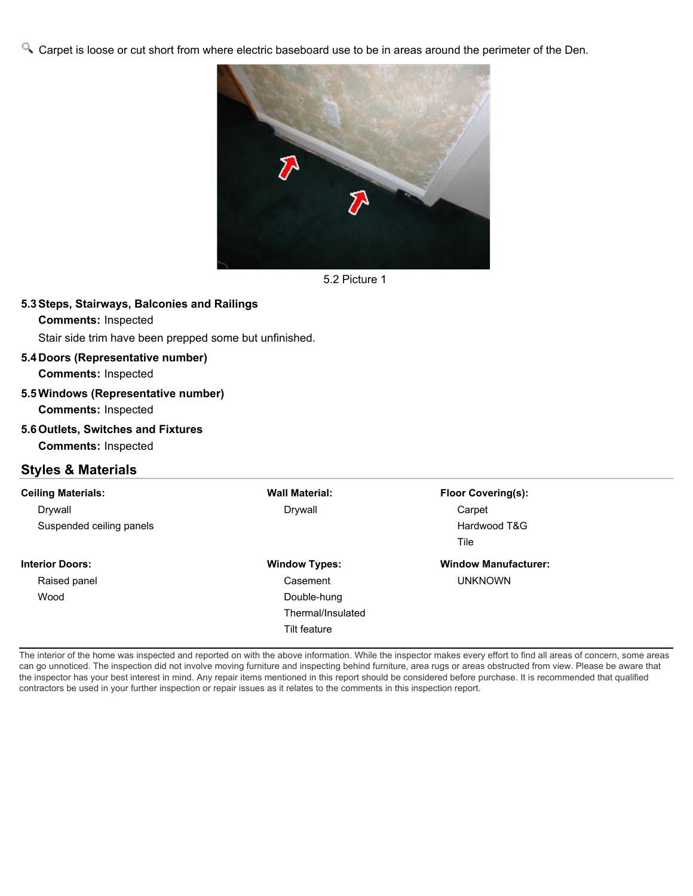Carpet is loose or cut short from where electric baseboard use to be in areas around the perimeter of the Den.

5.2 Picture 1

**5.3 Steps, Stairways, Balconies and Railings**

**Comments:** Inspected

Stair side trim have been prepped some but unfinished.

**5.4 Doors (Representative number)**

**Comments:** Inspected

**5.5 Windows (Representative number)**

**Comments:** Inspected

**5.6 Outlets, Switches and Fixtures**

**Comments:** Inspected

## Styles & Materials

**Ceiling Materials:**
- Drywall
- Suspended ceiling panels

**Wall Material:**
- Drywall

**Floor Covering(s):**
- Carpet
- Hardwood T&G
- Tile

**Interior Doors:**
- Raised panel
- Wood

**Window Types:**
- Casement
- Double-hung
- Thermal/Insulated
- Tilt feature

**Window Manufacturer:**
- UNKNOWN

The interior of the home was inspected and reported on with the above information. While the inspector makes every effort to find all areas of concern, some areas can go unnoticed. The inspection did not involve moving furniture and inspecting behind furniture, area rugs or areas obstructed from view. Please be aware that the inspector has your best interest in mind. Any repair items mentioned in this report should be considered before purchase. It is recommended that qualified contractors be used in your further inspection or repair issues as it relates to the comments in this inspection report.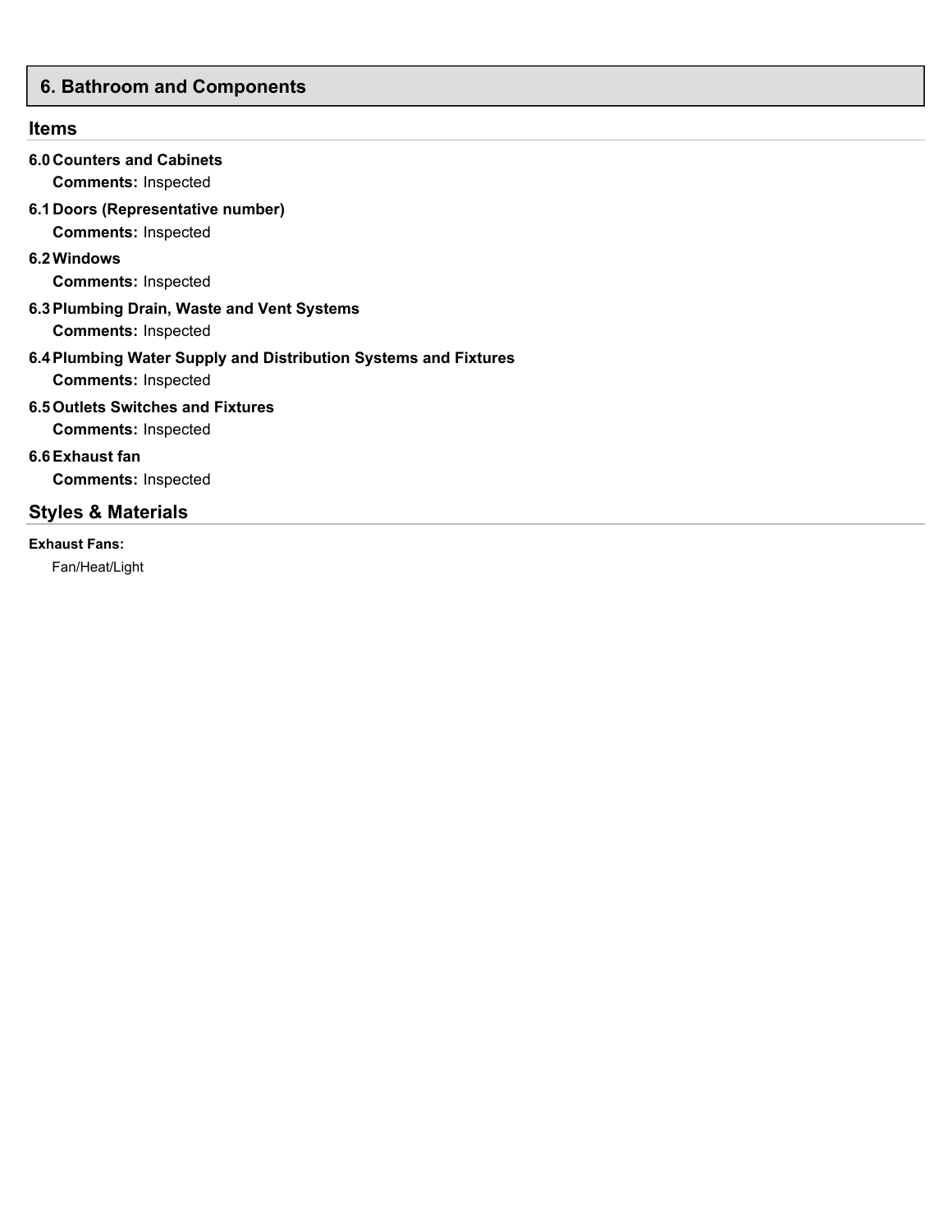## 6. Bathroom and Components

### Items

**6.0 Counters and Cabinets**

**Comments:** Inspected

**6.1 Doors (Representative number)**

**Comments:** Inspected

**6.2 Windows**

**Comments:** Inspected

**6.3 Plumbing Drain, Waste and Vent Systems**

**Comments:** Inspected

**6.4 Plumbing Water Supply and Distribution Systems and Fixtures**

**Comments:** Inspected

**6.5 Outlets Switches and Fixtures**

**Comments:** Inspected

**6.6 Exhaust fan**

**Comments:** Inspected

### Styles & Materials

**Exhaust Fans:**

Fan/Heat/Light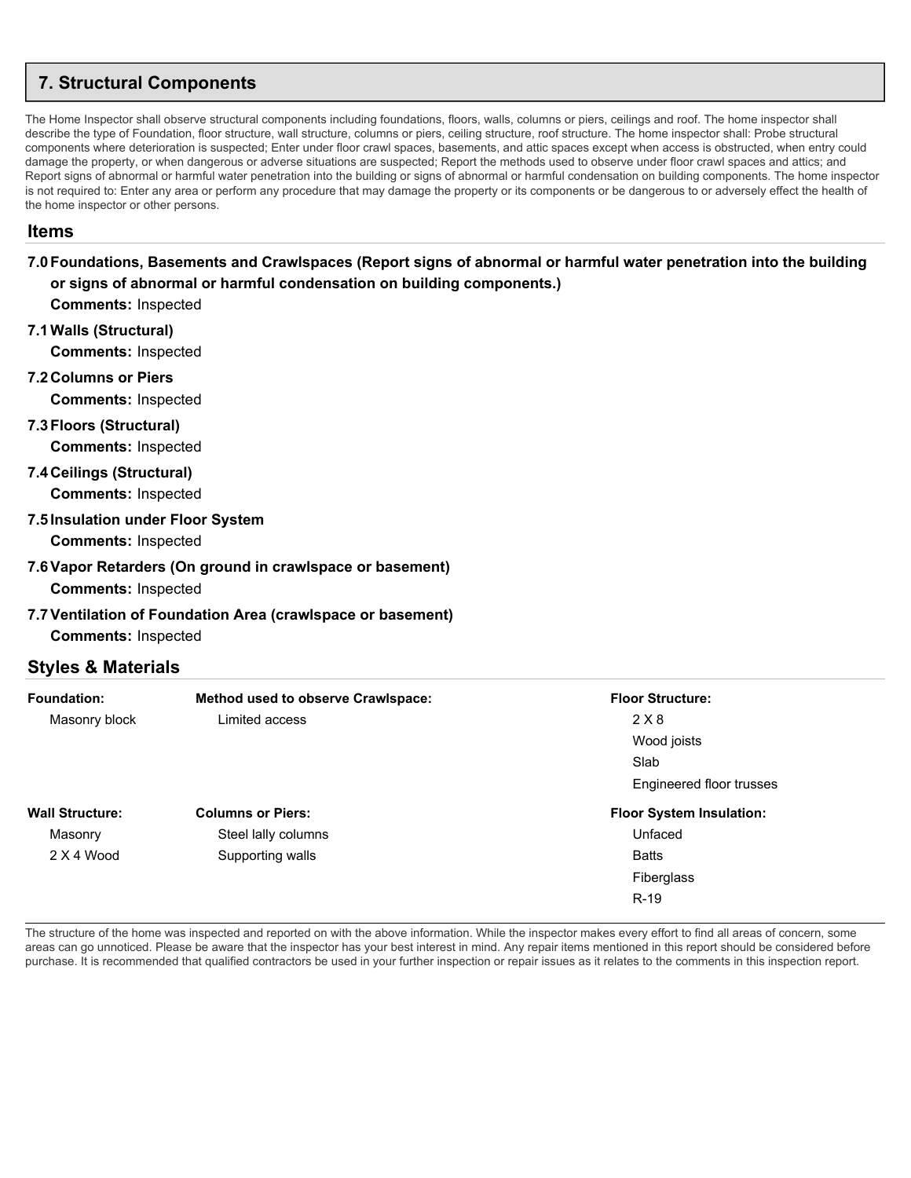## 7. Structural Components

The Home Inspector shall observe structural components including foundations, floors, walls, columns or piers, ceilings and roof. The home inspector shall describe the type of Foundation, floor structure, wall structure, columns or piers, ceiling structure, roof structure. The home inspector shall: Probe structural components where deterioration is suspected; Enter under floor crawl spaces, basements, and attic spaces except when access is obstructed, when entry could damage the property, or when dangerous or adverse situations are suspected; Report the methods used to observe under floor crawl spaces and attics; and Report signs of abnormal or harmful water penetration into the building or signs of abnormal or harmful condensation on building components. The home inspector is not required to: Enter any area or perform any procedure that may damage the property or its components or be dangerous to or adversely effect the health of the home inspector or other persons.

### Items

**7.0 Foundations, Basements and Crawlspaces (Report signs of abnormal or harmful water penetration into the building or signs of abnormal or harmful condensation on building components.)**
**Comments:** Inspected

**7.1 Walls (Structural)**
**Comments:** Inspected

**7.2 Columns or Piers**
**Comments:** Inspected

**7.3 Floors (Structural)**
**Comments:** Inspected

**7.4 Ceilings (Structural)**
**Comments:** Inspected

**7.5 Insulation under Floor System**
**Comments:** Inspected

**7.6 Vapor Retarders (On ground in crawlspace or basement)**
**Comments:** Inspected

**7.7 Ventilation of Foundation Area (crawlspace or basement)**
**Comments:** Inspected

### Styles & Materials

**Foundation:**
Masonry block

**Method used to observe Crawlspace:**
Limited access

**Floor Structure:**
2 X 8
Wood joists
Slab
Engineered floor trusses

**Wall Structure:**
Masonry
2 X 4 Wood

**Columns or Piers:**
Steel lally columns
Supporting walls

**Floor System Insulation:**
Unfaced
Batts
Fiberglass
R-19

The structure of the home was inspected and reported on with the above information. While the inspector makes every effort to find all areas of concern, some areas can go unnoticed. Please be aware that the inspector has your best interest in mind. Any repair items mentioned in this report should be considered before purchase. It is recommended that qualified contractors be used in your further inspection or repair issues as it relates to the comments in this inspection report.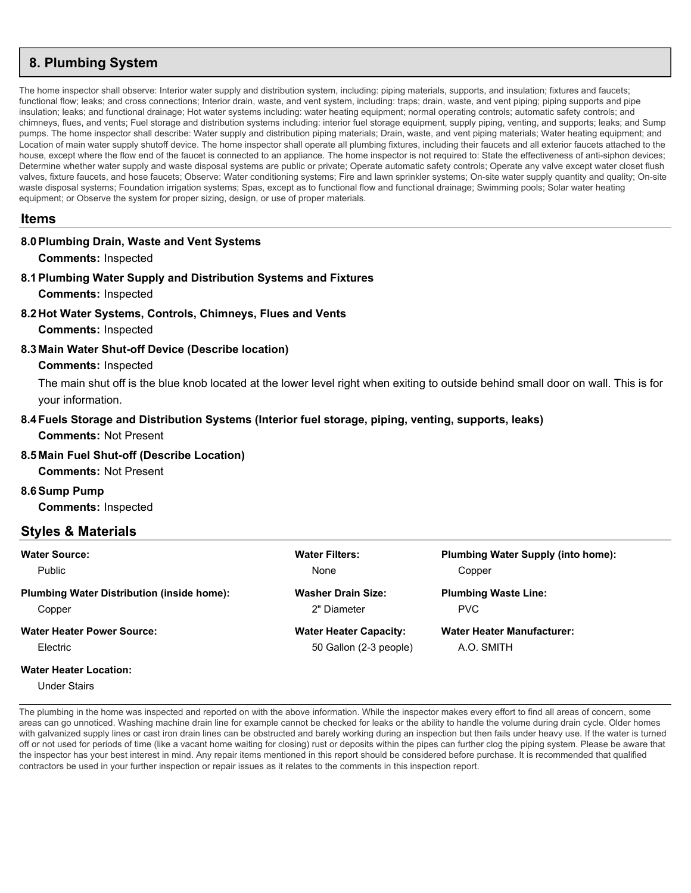# 8. Plumbing System

The home inspector shall observe: Interior water supply and distribution system, including: piping materials, supports, and insulation; fixtures and faucets; functional flow; leaks; and cross connections; Interior drain, waste, and vent system, including: traps; drain, waste, and vent piping; piping supports and pipe insulation; leaks; and functional drainage; Hot water systems including: water heating equipment; normal operating controls; automatic safety controls; and chimneys, flues, and vents; Fuel storage and distribution systems including: interior fuel storage equipment, supply piping, venting, and supports; leaks; and Sump pumps. The home inspector shall describe: Water supply and distribution piping materials; Drain, waste, and vent piping materials; Water heating equipment; and Location of main water supply shutoff device. The home inspector shall operate all plumbing fixtures, including their faucets and all exterior faucets attached to the house, except where the flow end of the faucet is connected to an appliance. The home inspector is not required to: State the effectiveness of anti-siphon devices; Determine whether water supply and waste disposal systems are public or private; Operate automatic safety controls; Operate any valve except water closet flush valves, fixture faucets, and hose faucets; Observe: Water conditioning systems; Fire and lawn sprinkler systems; On-site water supply quantity and quality; On-site waste disposal systems; Foundation irrigation systems; Spas, except as to functional flow and functional drainage; Swimming pools; Solar water heating equipment; or Observe the system for proper sizing, design, or use of proper materials.

## Items

**8.0 Plumbing Drain, Waste and Vent Systems**

**Comments:** Inspected

**8.1 Plumbing Water Supply and Distribution Systems and Fixtures**

**Comments:** Inspected

**8.2 Hot Water Systems, Controls, Chimneys, Flues and Vents**

**Comments:** Inspected

**8.3 Main Water Shut-off Device (Describe location)**

**Comments:** Inspected

The main shut off is the blue knob located at the lower level right when exiting to outside behind small door on wall. This is for your information.

**8.4 Fuels Storage and Distribution Systems (Interior fuel storage, piping, venting, supports, leaks)**

**Comments:** Not Present

**8.5 Main Fuel Shut-off (Describe Location)**

**Comments:** Not Present

**8.6 Sump Pump**

**Comments:** Inspected

## Styles & Materials

**Water Source:**
Public

**Water Filters:**
None

**Plumbing Water Supply (into home):**
Copper

**Plumbing Water Distribution (inside home):**
Copper

**Washer Drain Size:**
2" Diameter

**Plumbing Waste Line:**
PVC

**Water Heater Power Source:**
Electric

**Water Heater Capacity:**
50 Gallon (2-3 people)

**Water Heater Manufacturer:**
A.O. SMITH

**Water Heater Location:**
Under Stairs

The plumbing in the home was inspected and reported on with the above information. While the inspector makes every effort to find all areas of concern, some areas can go unnoticed. Washing machine drain line for example cannot be checked for leaks or the ability to handle the volume during drain cycle. Older homes with galvanized supply lines or cast iron drain lines can be obstructed and barely working during an inspection but then fails under heavy use. If the water is turned off or not used for periods of time (like a vacant home waiting for closing) rust or deposits within the pipes can further clog the piping system. Please be aware that the inspector has your best interest in mind. Any repair items mentioned in this report should be considered before purchase. It is recommended that qualified contractors be used in your further inspection or repair issues as it relates to the comments in this inspection report.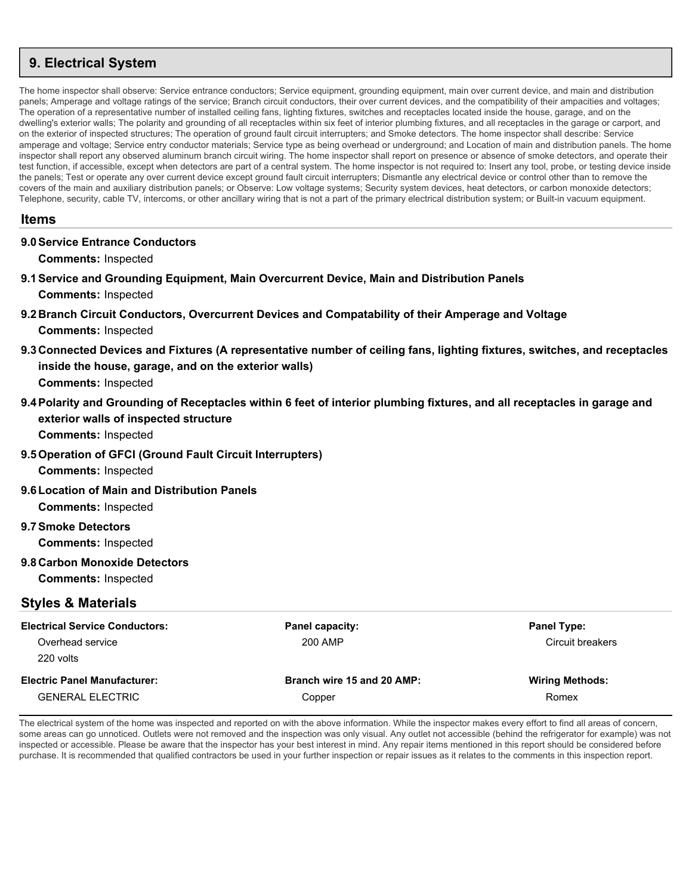## 9. Electrical System

The home inspector shall observe: Service entrance conductors; Service equipment, grounding equipment, main over current device, and main and distribution panels; Amperage and voltage ratings of the service; Branch circuit conductors, their over current devices, and the compatibility of their ampacities and voltages; The operation of a representative number of installed ceiling fans, lighting fixtures, switches and receptacles located inside the house, garage, and on the dwelling's exterior walls; The polarity and grounding of all receptacles within six feet of interior plumbing fixtures, and all receptacles in the garage or carport, and on the exterior of inspected structures; The operation of ground fault circuit interrupters; and Smoke detectors. The home inspector shall describe: Service amperage and voltage; Service entry conductor materials; Service type as being overhead or underground; and Location of main and distribution panels. The home inspector shall report any observed aluminum branch circuit wiring. The home inspector shall report on presence or absence of smoke detectors, and operate their test function, if accessible, except when detectors are part of a central system. The home inspector is not required to: Insert any tool, probe, or testing device inside the panels; Test or operate any over current device except ground fault circuit interrupters; Dismantle any electrical device or control other than to remove the covers of the main and auxiliary distribution panels; or Observe: Low voltage systems; Security system devices, heat detectors, or carbon monoxide detectors; Telephone, security, cable TV, intercoms, or other ancillary wiring that is not a part of the primary electrical distribution system; or Built-in vacuum equipment.

### Items

**9.0 Service Entrance Conductors**

**Comments:** Inspected

**9.1 Service and Grounding Equipment, Main Overcurrent Device, Main and Distribution Panels**

**Comments:** Inspected

**9.2 Branch Circuit Conductors, Overcurrent Devices and Compatability of their Amperage and Voltage**

**Comments:** Inspected

**9.3 Connected Devices and Fixtures (A representative number of ceiling fans, lighting fixtures, switches, and receptacles inside the house, garage, and on the exterior walls)**

**Comments:** Inspected

**9.4 Polarity and Grounding of Receptacles within 6 feet of interior plumbing fixtures, and all receptacles in garage and exterior walls of inspected structure**

**Comments:** Inspected

**9.5 Operation of GFCI (Ground Fault Circuit Interrupters)**

**Comments:** Inspected

**9.6 Location of Main and Distribution Panels**

**Comments:** Inspected

**9.7 Smoke Detectors**

**Comments:** Inspected

**9.8 Carbon Monoxide Detectors**

**Comments:** Inspected

### Styles & Materials

**Electrical Service Conductors:**
Overhead service
220 volts

**Panel capacity:**
200 AMP

**Panel Type:**
Circuit breakers

**Electric Panel Manufacturer:**
GENERAL ELECTRIC

**Branch wire 15 and 20 AMP:**
Copper

**Wiring Methods:**
Romex

The electrical system of the home was inspected and reported on with the above information. While the inspector makes every effort to find all areas of concern, some areas can go unnoticed. Outlets were not removed and the inspection was only visual. Any outlet not accessible (behind the refrigerator for example) was not inspected or accessible. Please be aware that the inspector has your best interest in mind. Any repair items mentioned in this report should be considered before purchase. It is recommended that qualified contractors be used in your further inspection or repair issues as it relates to the comments in this inspection report.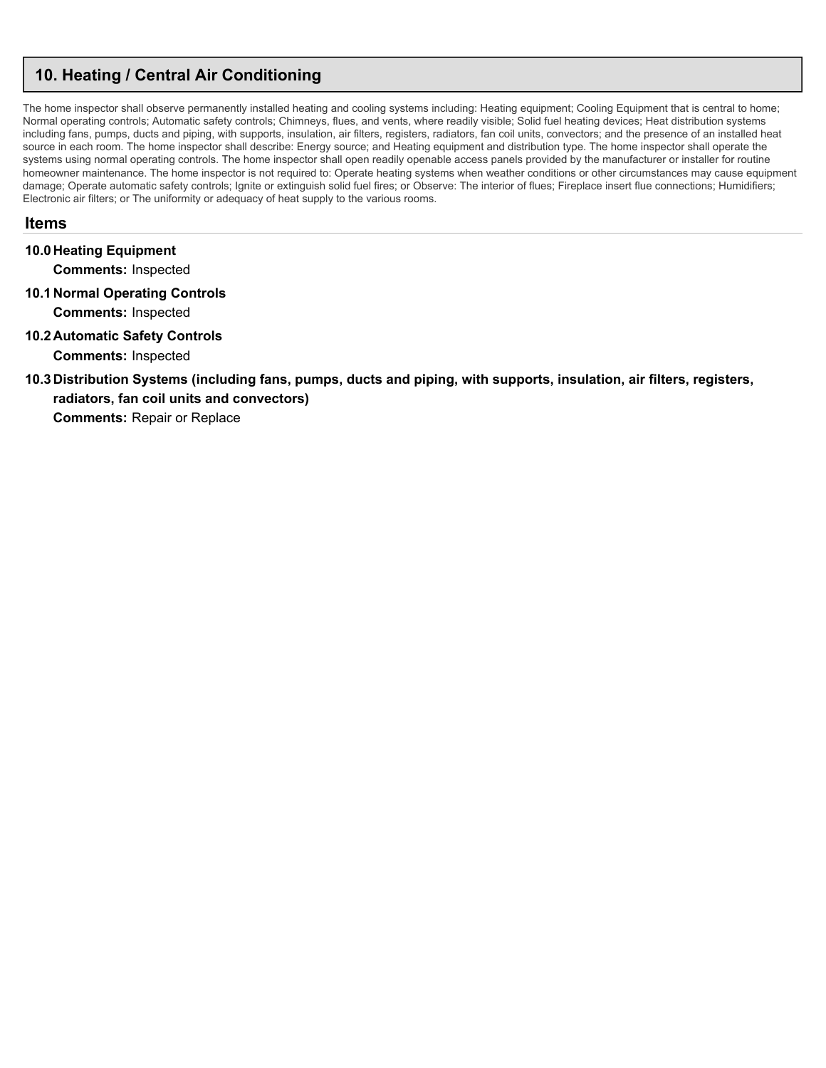## 10. Heating / Central Air Conditioning

The home inspector shall observe permanently installed heating and cooling systems including: Heating equipment; Cooling Equipment that is central to home; Normal operating controls; Automatic safety controls; Chimneys, flues, and vents, where readily visible; Solid fuel heating devices; Heat distribution systems including fans, pumps, ducts and piping, with supports, insulation, air filters, registers, radiators, fan coil units, convectors; and the presence of an installed heat source in each room. The home inspector shall describe: Energy source; and Heating equipment and distribution type. The home inspector shall operate the systems using normal operating controls. The home inspector shall open readily openable access panels provided by the manufacturer or installer for routine homeowner maintenance. The home inspector is not required to: Operate heating systems when weather conditions or other circumstances may cause equipment damage; Operate automatic safety controls; Ignite or extinguish solid fuel fires; or Observe: The interior of flues; Fireplace insert flue connections; Humidifiers; Electronic air filters; or The uniformity or adequacy of heat supply to the various rooms.

### Items

**10.0 Heating Equipment**

**Comments:** Inspected

**10.1 Normal Operating Controls**

**Comments:** Inspected

**10.2 Automatic Safety Controls**

**Comments:** Inspected

**10.3 Distribution Systems (including fans, pumps, ducts and piping, with supports, insulation, air filters, registers, radiators, fan coil units and convectors)**

**Comments:** Repair or Replace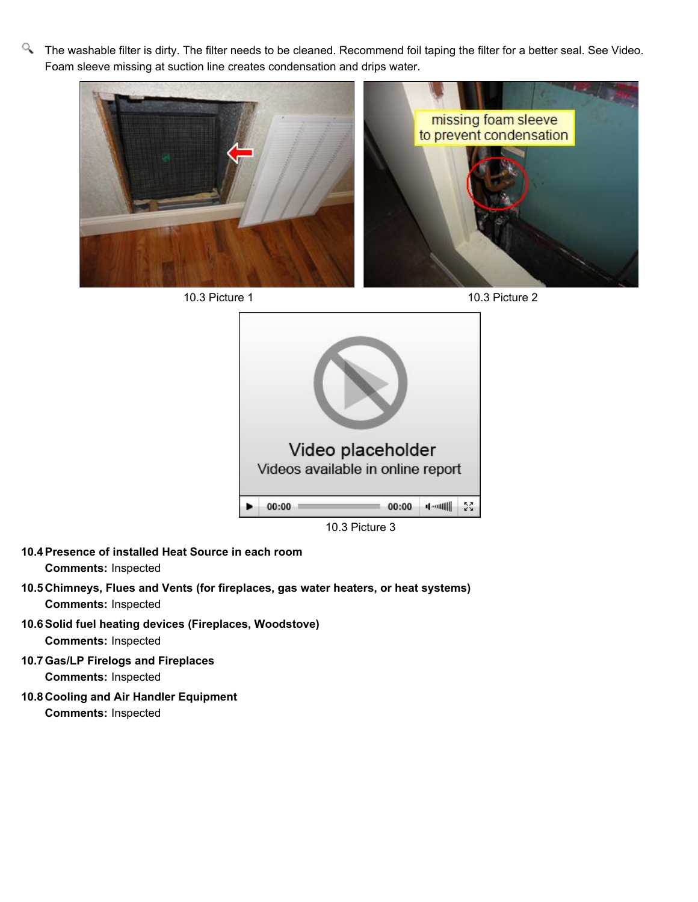The washable filter is dirty. The filter needs to be cleaned. Recommend foil taping the filter for a better seal. See Video. Foam sleeve missing at suction line creates condensation and drips water.

10.3 Picture 1

10.3 Picture 2

10.3 Picture 3

**10.4 Presence of installed Heat Source in each room**

**Comments:** Inspected

**10.5 Chimneys, Flues and Vents (for fireplaces, gas water heaters, or heat systems)**

**Comments:** Inspected

**10.6 Solid fuel heating devices (Fireplaces, Woodstove)**

**Comments:** Inspected

**10.7 Gas/LP Firelogs and Fireplaces**

**Comments:** Inspected

**10.8 Cooling and Air Handler Equipment**

**Comments:** Inspected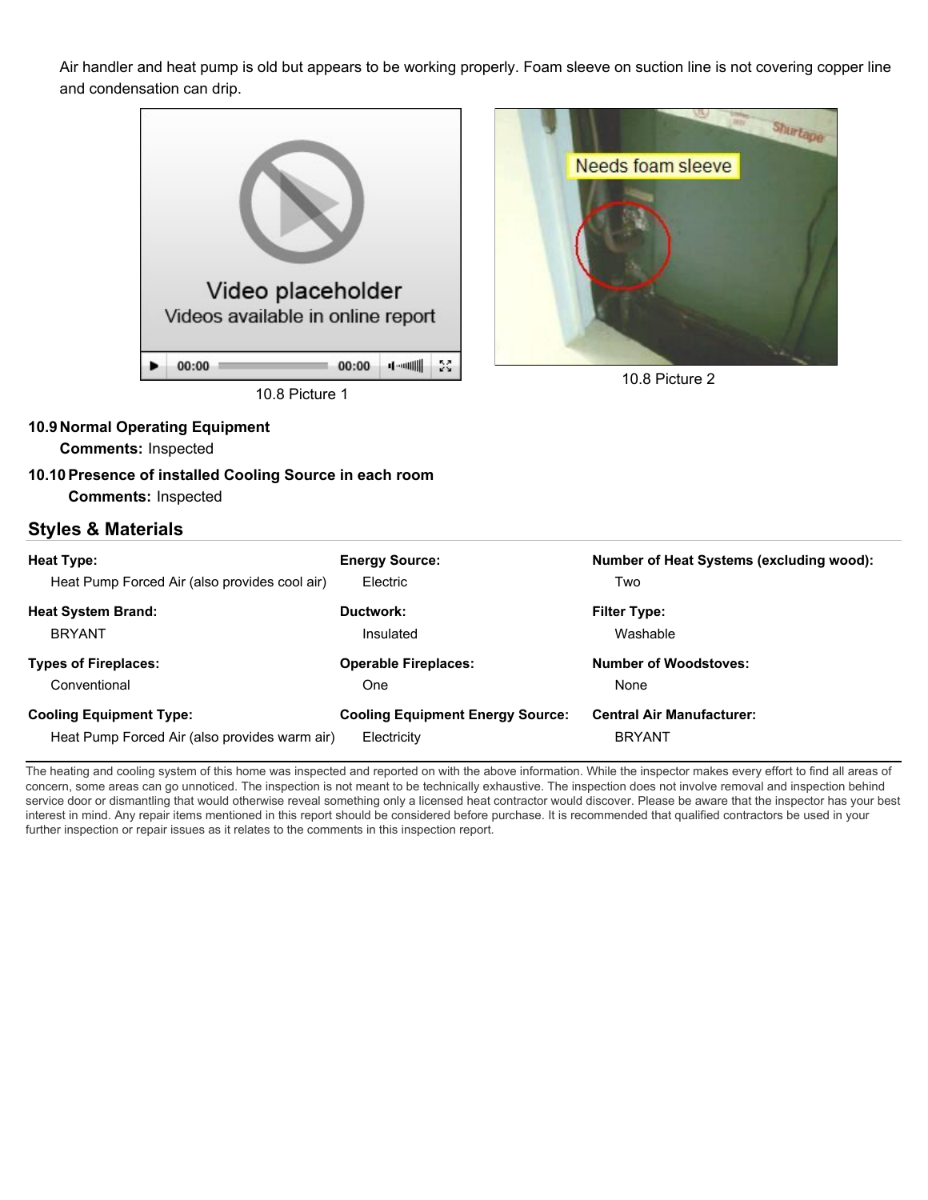Air handler and heat pump is old but appears to be working properly. Foam sleeve on suction line is not covering copper line and condensation can drip.

10.8 Picture 1

10.8 Picture 2

**10.9 Normal Operating Equipment**

**Comments:** Inspected

**10.10 Presence of installed Cooling Source in each room**

**Comments:** Inspected

## Styles & Materials

**Heat Type:**
Heat Pump Forced Air (also provides cool air)

**Energy Source:**
Electric

**Number of Heat Systems (excluding wood):**
Two

**Heat System Brand:**
BRYANT

**Ductwork:**
Insulated

**Filter Type:**
Washable

**Types of Fireplaces:**
Conventional

**Operable Fireplaces:**
One

**Number of Woodstoves:**
None

**Cooling Equipment Type:**
Heat Pump Forced Air (also provides warm air)

**Cooling Equipment Energy Source:**
Electricity

**Central Air Manufacturer:**
BRYANT

The heating and cooling system of this home was inspected and reported on with the above information. While the inspector makes every effort to find all areas of concern, some areas can go unnoticed. The inspection is not meant to be technically exhaustive. The inspection does not involve removal and inspection behind service door or dismantling that would otherwise reveal something only a licensed heat contractor would discover. Please be aware that the inspector has your best interest in mind. Any repair items mentioned in this report should be considered before purchase. It is recommended that qualified contractors be used in your further inspection or repair issues as it relates to the comments in this inspection report.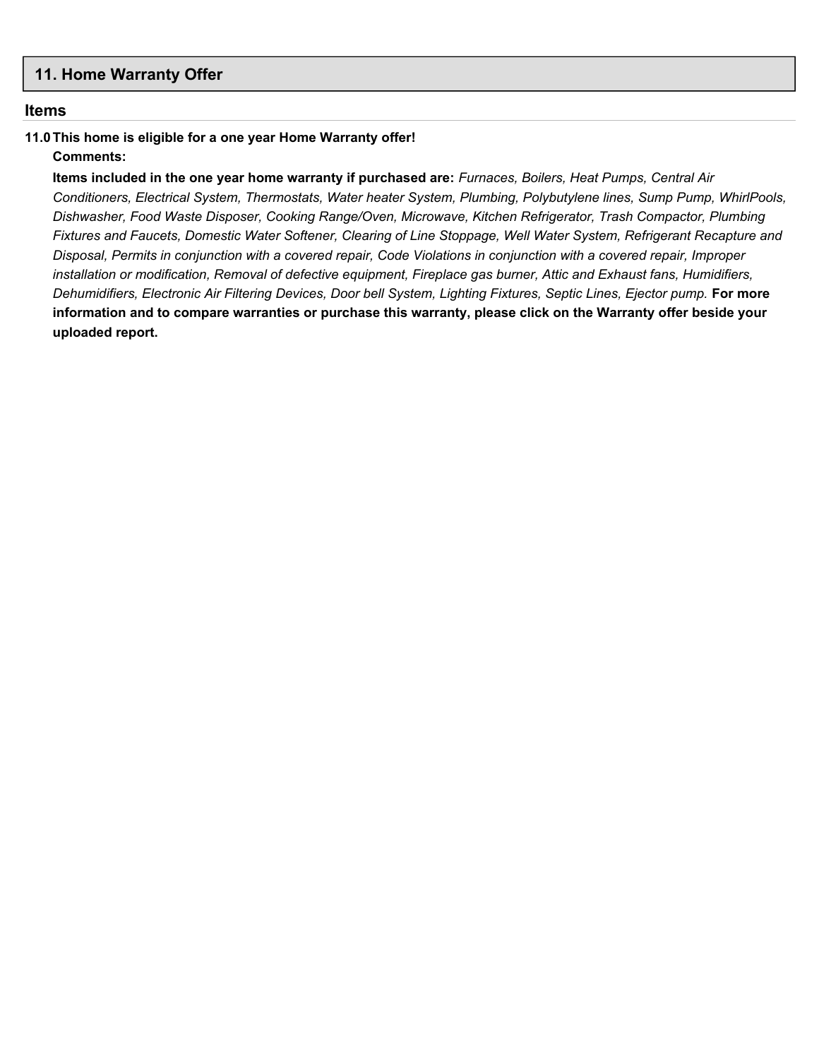## 11. Home Warranty Offer

### Items

**11.0 This home is eligible for a one year Home Warranty offer!**

**Comments:**

**Items included in the one year home warranty if purchased are:** *Furnaces, Boilers, Heat Pumps, Central Air Conditioners, Electrical System, Thermostats, Water heater System, Plumbing, Polybutylene lines, Sump Pump, WhirlPools, Dishwasher, Food Waste Disposer, Cooking Range/Oven, Microwave, Kitchen Refrigerator, Trash Compactor, Plumbing Fixtures and Faucets, Domestic Water Softener, Clearing of Line Stoppage, Well Water System, Refrigerant Recapture and Disposal, Permits in conjunction with a covered repair, Code Violations in conjunction with a covered repair, Improper installation or modification, Removal of defective equipment, Fireplace gas burner, Attic and Exhaust fans, Humidifiers, Dehumidifiers, Electronic Air Filtering Devices, Door bell System, Lighting Fixtures, Septic Lines, Ejector pump.* **For more information and to compare warranties or purchase this warranty, please click on the Warranty offer beside your uploaded report.**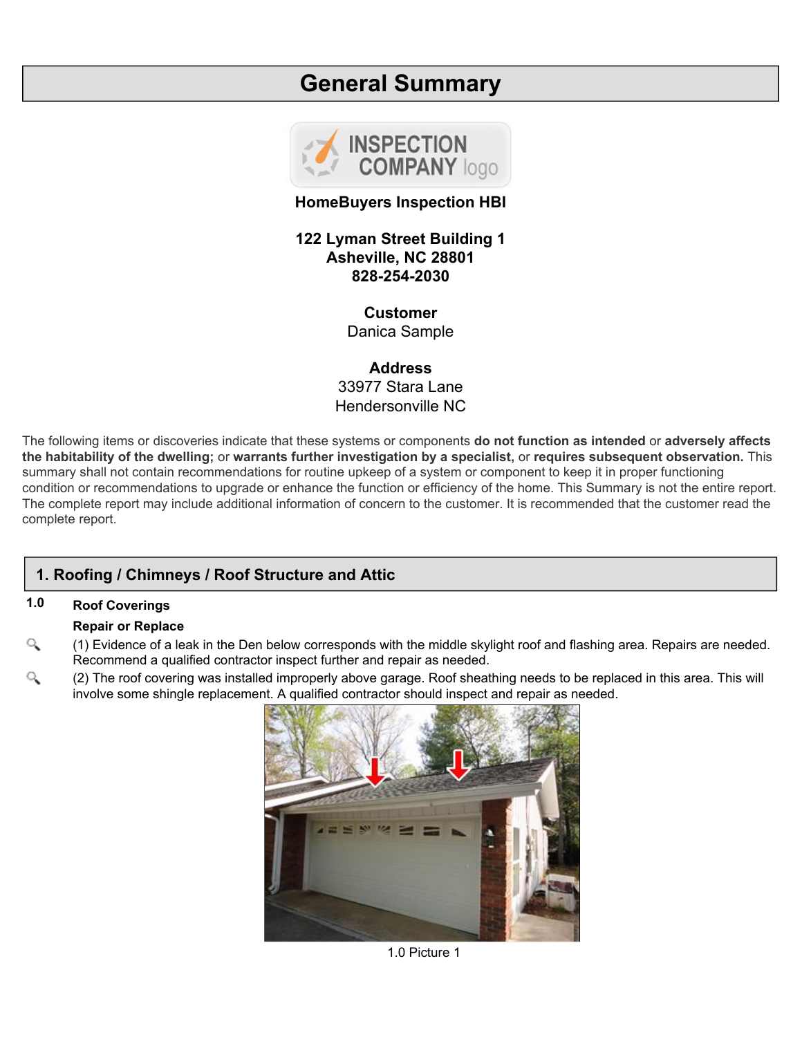# General Summary

**HomeBuyers Inspection HBI**

**122 Lyman Street Building 1**
**Asheville, NC 28801**
**828-254-2030**

**Customer**
Danica Sample

**Address**
33977 Stara Lane
Hendersonville NC

The following items or discoveries indicate that these systems or components **do not function as intended** or **adversely affects the habitability of the dwelling;** or **warrants further investigation by a specialist,** or **requires subsequent observation.** This summary shall not contain recommendations for routine upkeep of a system or component to keep it in proper functioning condition or recommendations to upgrade or enhance the function or efficiency of the home. This Summary is not the entire report. The complete report may include additional information of concern to the customer. It is recommended that the customer read the complete report.

## 1. Roofing / Chimneys / Roof Structure and Attic

### 1.0 Roof Coverings

**Repair or Replace**

(1) Evidence of a leak in the Den below corresponds with the middle skylight roof and flashing area. Repairs are needed. Recommend a qualified contractor inspect further and repair as needed.

(2) The roof covering was installed improperly above garage. Roof sheathing needs to be replaced in this area. This will involve some shingle replacement. A qualified contractor should inspect and repair as needed.

1.0 Picture 1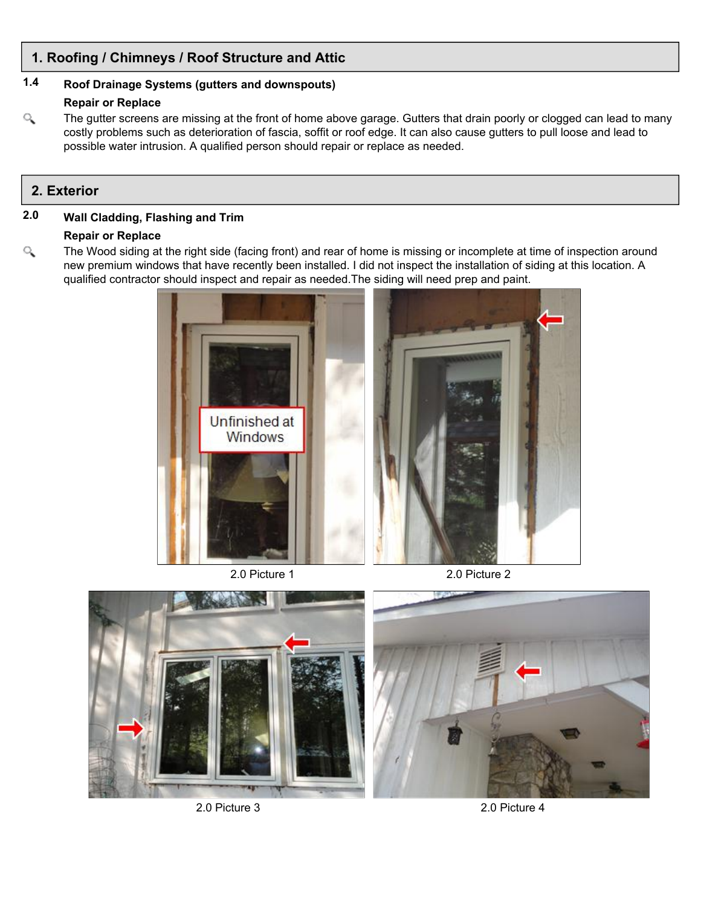## 1. Roofing / Chimneys / Roof Structure and Attic

### 1.4 Roof Drainage Systems (gutters and downspouts)

**Repair or Replace**

The gutter screens are missing at the front of home above garage. Gutters that drain poorly or clogged can lead to many costly problems such as deterioration of fascia, soffit or roof edge. It can also cause gutters to pull loose and lead to possible water intrusion. A qualified person should repair or replace as needed.

## 2. Exterior

### 2.0 Wall Cladding, Flashing and Trim

**Repair or Replace**

The Wood siding at the right side (facing front) and rear of home is missing or incomplete at time of inspection around new premium windows that have recently been installed. I did not inspect the installation of siding at this location. A qualified contractor should inspect and repair as needed.The siding will need prep and paint.

2.0 Picture 1

2.0 Picture 2

2.0 Picture 3

2.0 Picture 4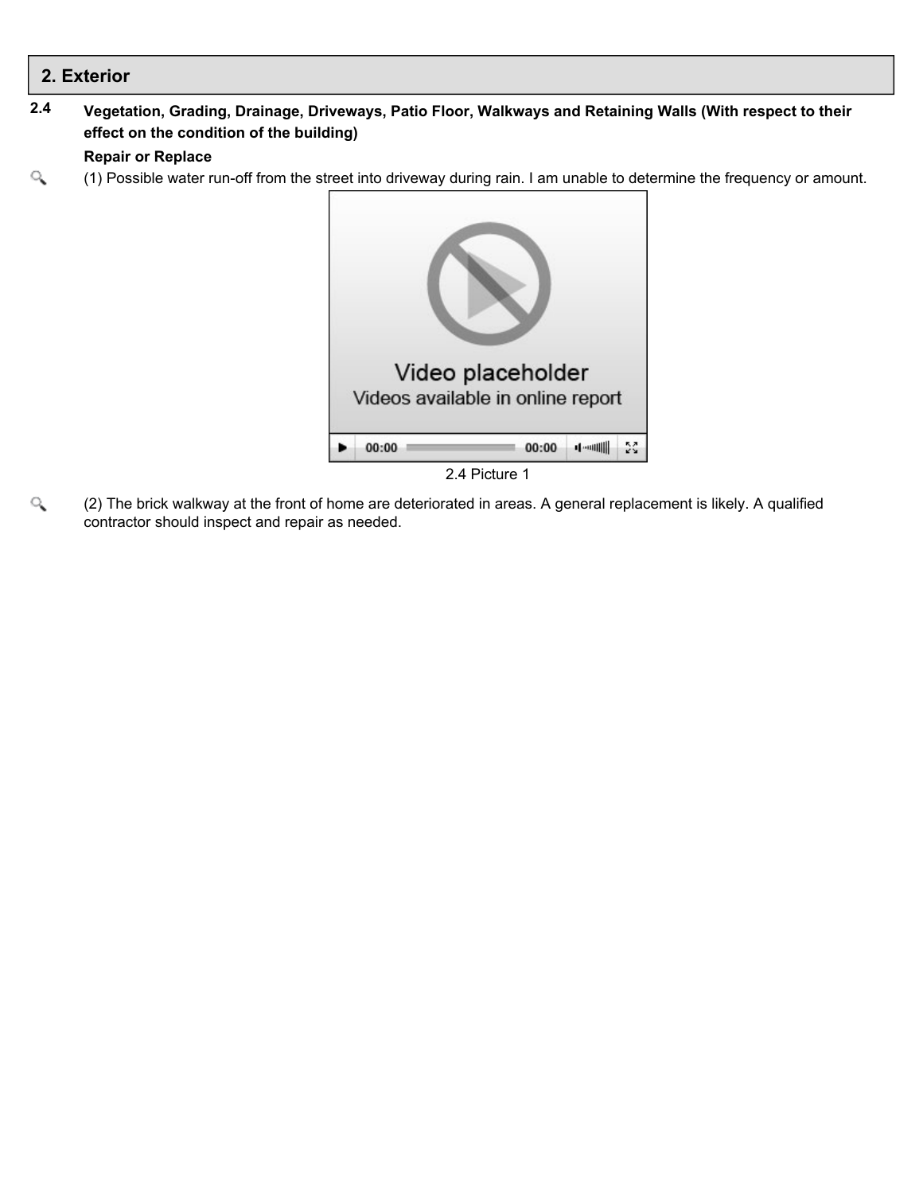## 2. Exterior

### 2.4 Vegetation, Grading, Drainage, Driveways, Patio Floor, Walkways and Retaining Walls (With respect to their effect on the condition of the building)

**Repair or Replace**

(1) Possible water run-off from the street into driveway during rain. I am unable to determine the frequency or amount.

Video placeholder
Videos available in online report

2.4 Picture 1

(2) The brick walkway at the front of home are deteriorated in areas. A general replacement is likely. A qualified contractor should inspect and repair as needed.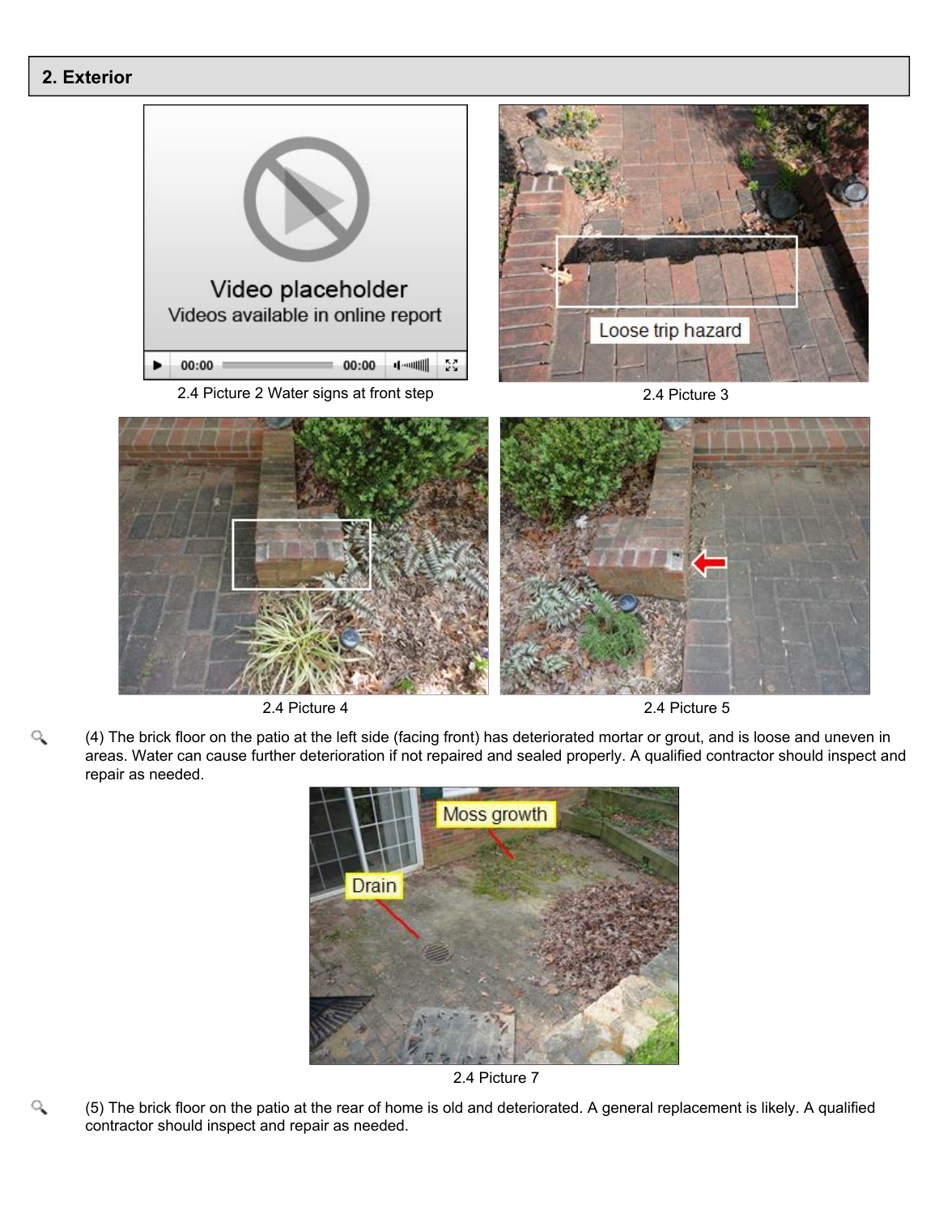## 2. Exterior

2.4 Picture 2 Water signs at front step

2.4 Picture 3

2.4 Picture 4

2.4 Picture 5

(4) The brick floor on the patio at the left side (facing front) has deteriorated mortar or grout, and is loose and uneven in areas. Water can cause further deterioration if not repaired and sealed properly. A qualified contractor should inspect and repair as needed.

2.4 Picture 7

(5) The brick floor on the patio at the rear of home is old and deteriorated. A general replacement is likely. A qualified contractor should inspect and repair as needed.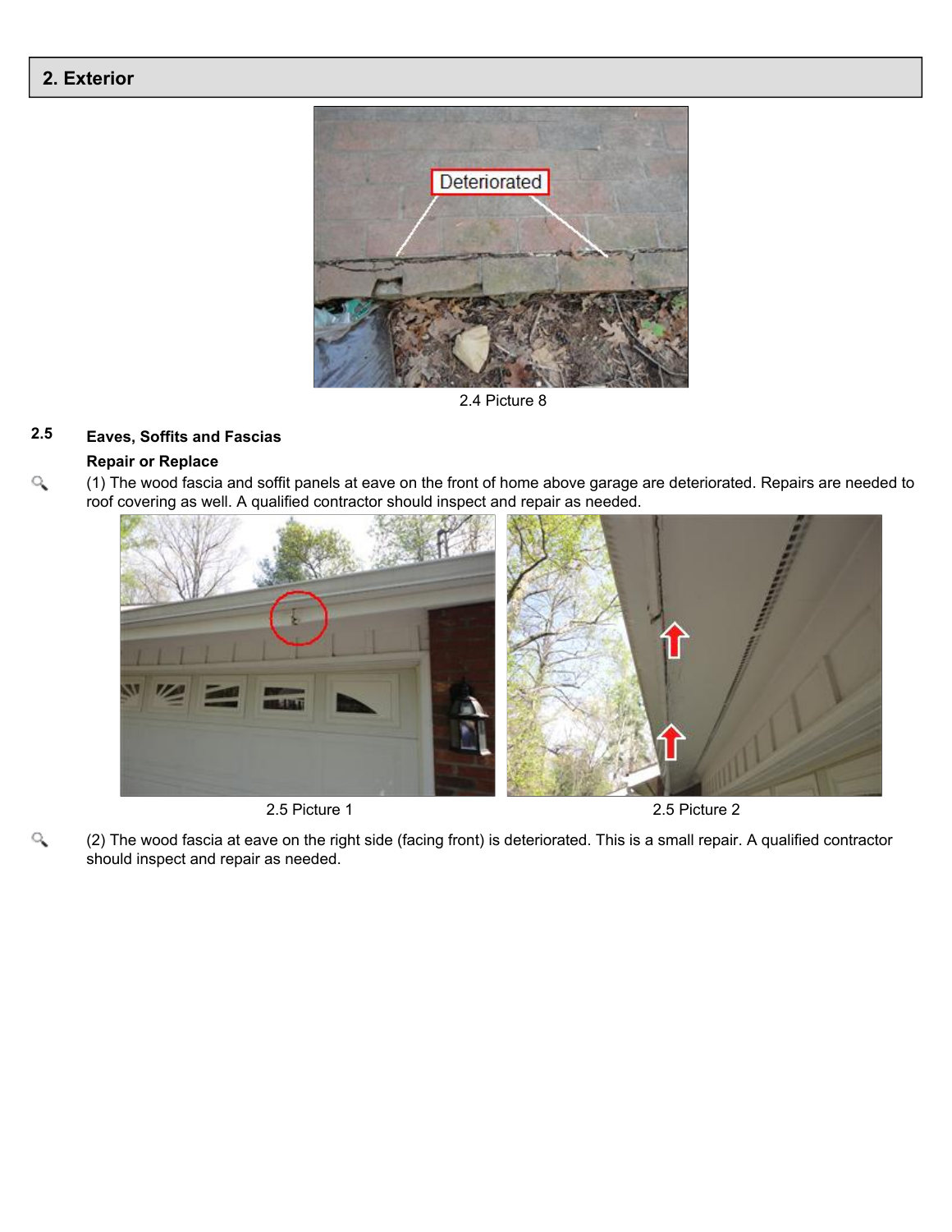## 2. Exterior

2.4 Picture 8

**2.5 Eaves, Soffits and Fascias**

**Repair or Replace**

(1) The wood fascia and soffit panels at eave on the front of home above garage are deteriorated. Repairs are needed to roof covering as well. A qualified contractor should inspect and repair as needed.

2.5 Picture 1

2.5 Picture 2

(2) The wood fascia at eave on the right side (facing front) is deteriorated. This is a small repair. A qualified contractor should inspect and repair as needed.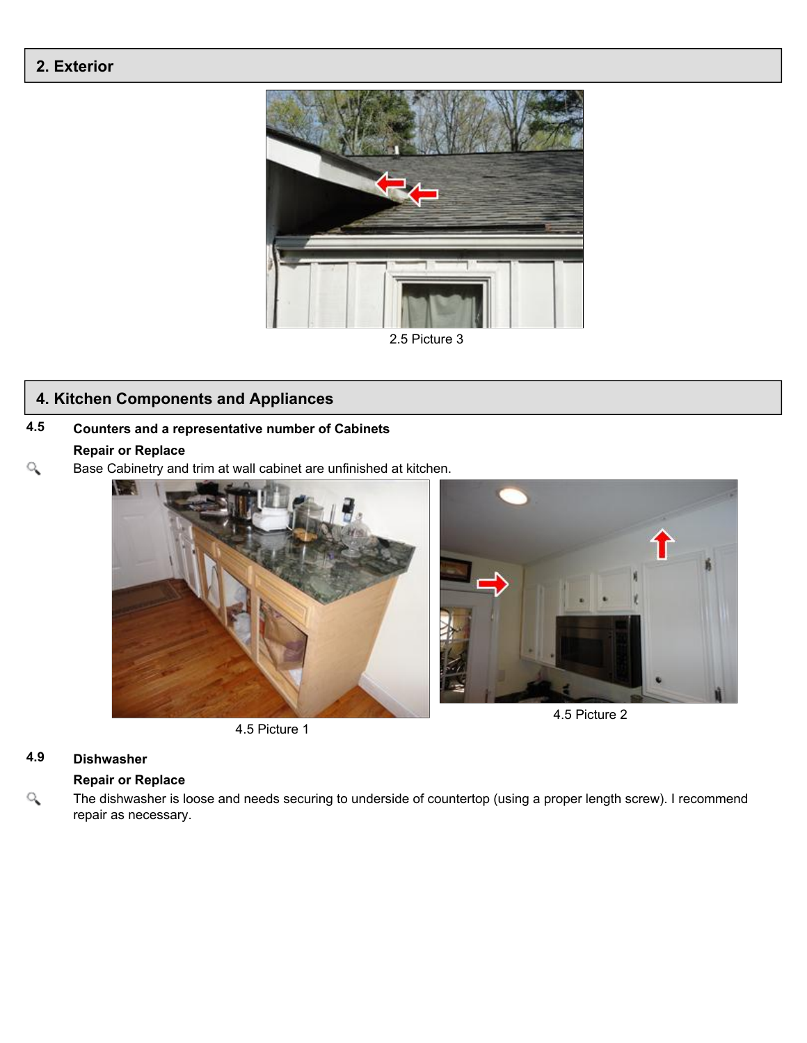## 2. Exterior

2.5 Picture 3

## 4. Kitchen Components and Appliances

### 4.5 Counters and a representative number of Cabinets

**Repair or Replace**

Base Cabinetry and trim at wall cabinet are unfinished at kitchen.

4.5 Picture 1

4.5 Picture 2

### 4.9 Dishwasher

**Repair or Replace**

The dishwasher is loose and needs securing to underside of countertop (using a proper length screw). I recommend repair as necessary.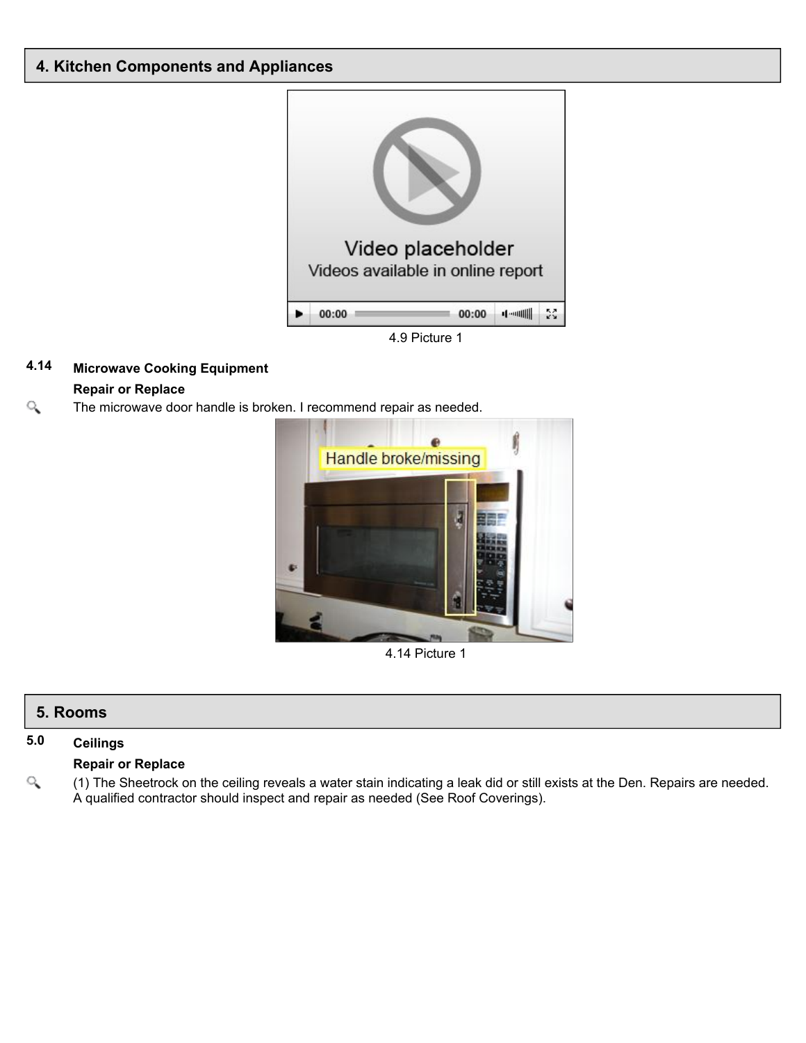## 4. Kinitchen Components and Appliances

4.9 Picture 1

### 4.14 Microwave Cooking Equipment

**Repair or Replace**

The microwave door handle is broken. I recommend repair as needed.

4.14 Picture 1

## 5. Rooms

### 5.0 Ceilings

**Repair or Replace**

(1) The Sheetrock on the ceiling reveals a water stain indicating a leak did or still exists at the Den. Repairs are needed. A qualified contractor should inspect and repair as needed (See Roof Coverings).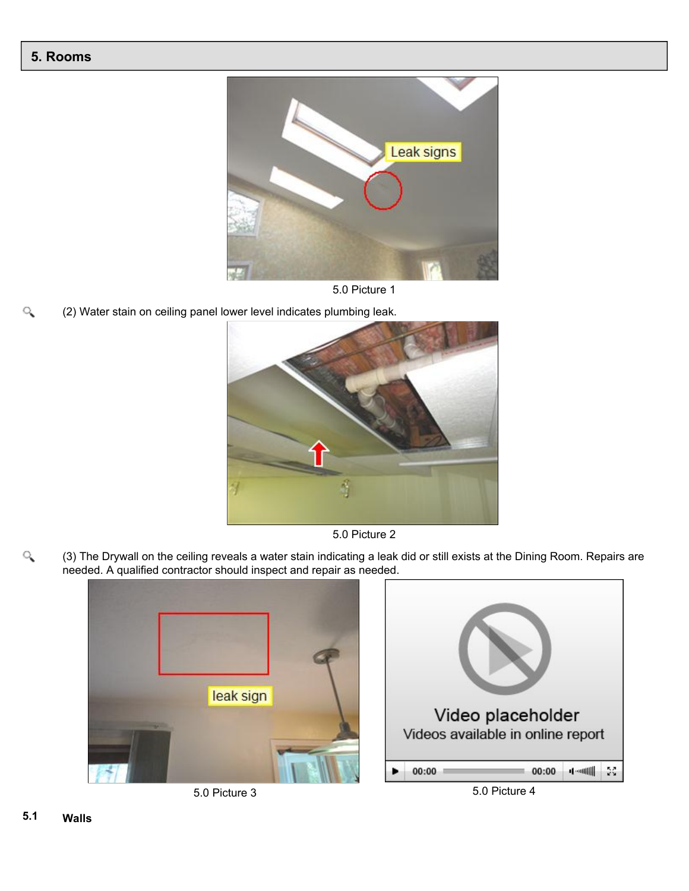## 5. Rooms

5.0 Picture 1

(2) Water stain on ceiling panel lower level indicates plumbing leak.

5.0 Picture 2

(3) The Drywall on the ceiling reveals a water stain indicating a leak did or still exists at the Dining Room. Repairs are needed. A qualified contractor should inspect and repair as needed.

5.0 Picture 3

5.0 Picture 4

**5.1 Walls**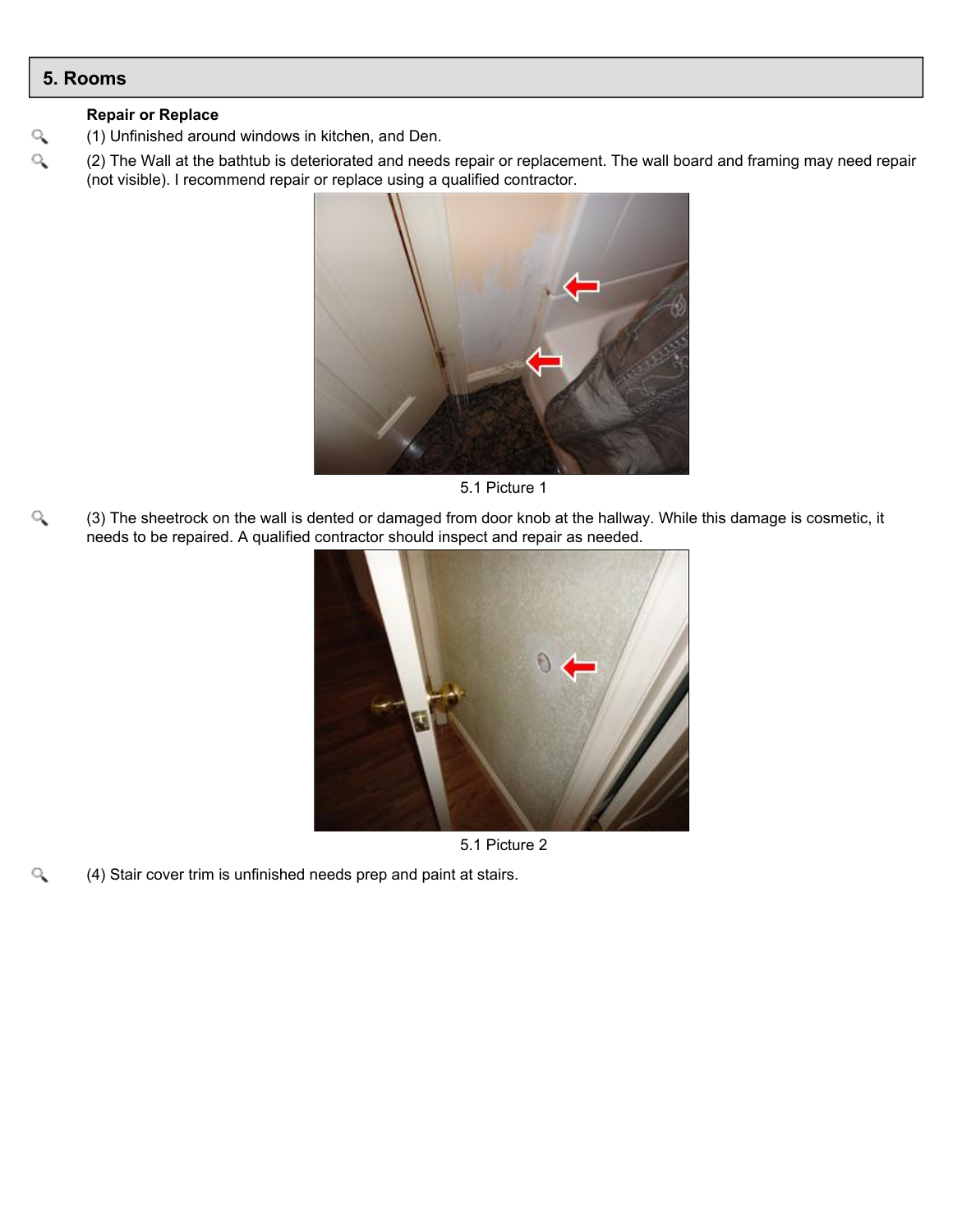## 5. Rooms

**Repair or Replace**

(1) Unfinished around windows in kitchen, and Den.

(2) The Wall at the bathtub is deteriorated and needs repair or replacement. The wall board and framing may need repair (not visible). I recommend repair or replace using a qualified contractor.

5.1 Picture 1

(3) The sheetrock on the wall is dented or damaged from door knob at the hallway. While this damage is cosmetic, it needs to be repaired. A qualified contractor should inspect and repair as needed.

5.1 Picture 2

(4) Stair cover trim is unfinished needs prep and paint at stairs.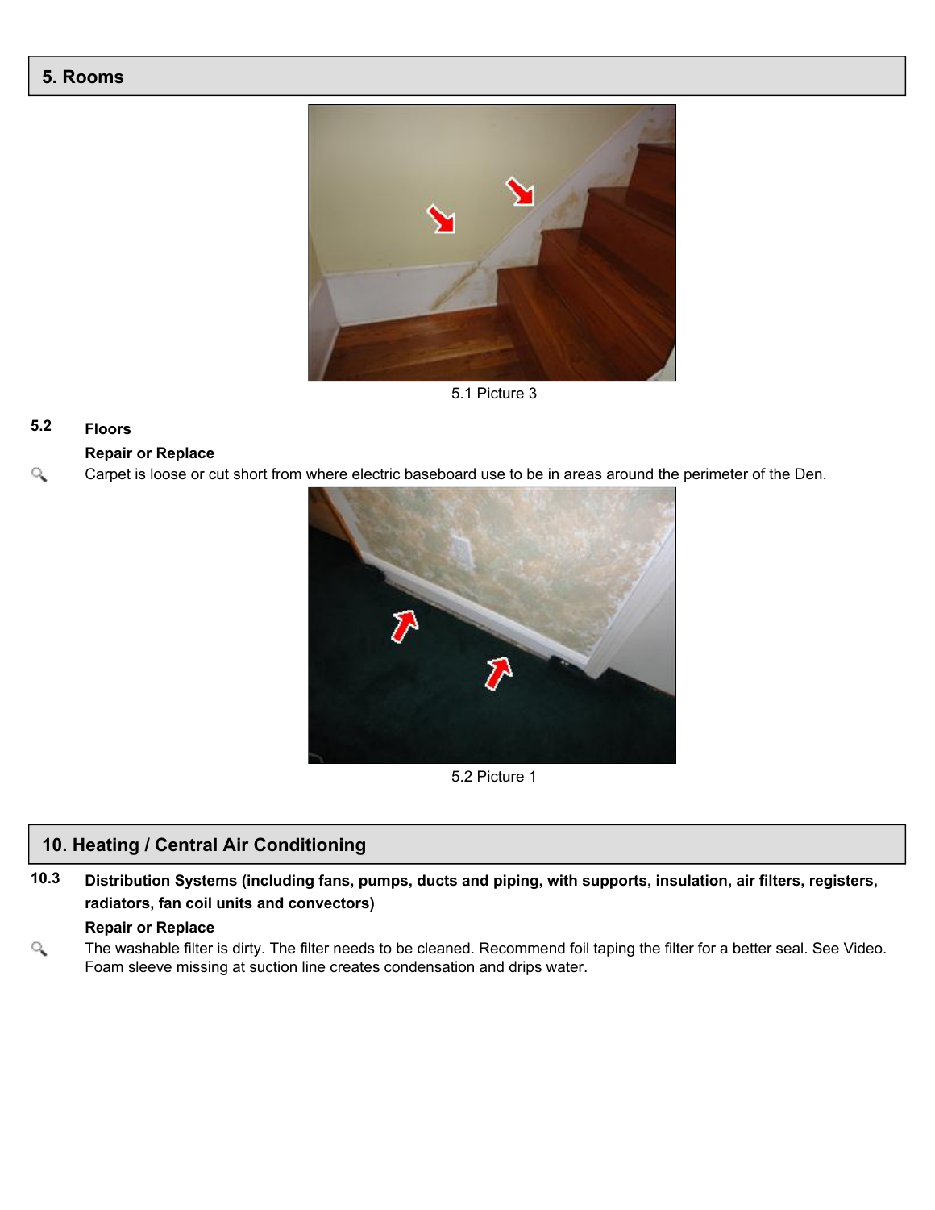## 5. Rooms

5.1 Picture 3

**5.2 Floors**

**Repair or Replace**

Carpet is loose or cut short from where electric baseboard use to be in areas around the perimeter of the Den.

5.2 Picture 1

## 10. Heating / Central Air Conditioning

**10.3 Distribution Systems (including fans, pumps, ducts and piping, with supports, insulation, air filters, registers, radiators, fan coil units and convectors)**

**Repair or Replace**

The washable filter is dirty. The filter needs to be cleaned. Recommend foil taping the filter for a better seal. See Video. Foam sleeve missing at suction line creates condensation and drips water.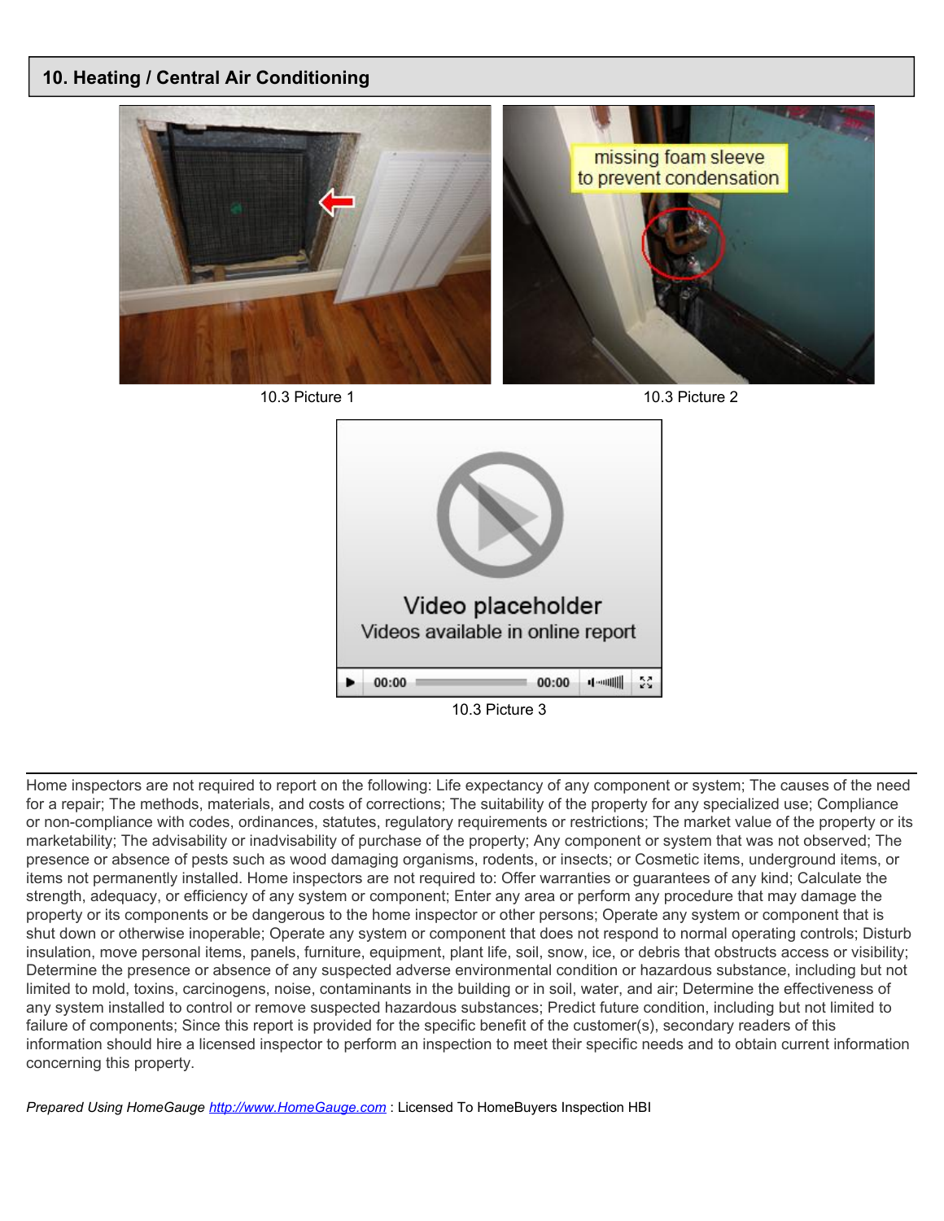## 10. Heating / Central Air Conditioning

10.3 Picture 1

10.3 Picture 2

10.3 Picture 3

Home inspectors are not required to report on the following: Life expectancy of any component or system; The causes of the need for a repair; The methods, materials, and costs of corrections; The suitability of the property for any specialized use; Compliance or non-compliance with codes, ordinances, statutes, regulatory requirements or restrictions; The market value of the property or its marketability; The advisability or inadvisability of purchase of the property; Any component or system that was not observed; The presence or absence of pests such as wood damaging organisms, rodents, or insects; or Cosmetic items, underground items, or items not permanently installed. Home inspectors are not required to: Offer warranties or guarantees of any kind; Calculate the strength, adequacy, or efficiency of any system or component; Enter any area or perform any procedure that may damage the property or its components or be dangerous to the home inspector or other persons; Operate any system or component that is shut down or otherwise inoperable; Operate any system or component that does not respond to normal operating controls; Disturb insulation, move personal items, panels, furniture, equipment, plant life, soil, snow, ice, or debris that obstructs access or visibility; Determine the presence or absence of any suspected adverse environmental condition or hazardous substance, including but not limited to mold, toxins, carcinogens, noise, contaminants in the building or in soil, water, and air; Determine the effectiveness of any system installed to control or remove suspected hazardous substances; Predict future condition, including but not limited to failure of components; Since this report is provided for the specific benefit of the customer(s), secondary readers of this information should hire a licensed inspector to perform an inspection to meet their specific needs and to obtain current information concerning this property.

*Prepared Using HomeGauge http://www.HomeGauge.com* : Licensed To HomeBuyers Inspection HBI